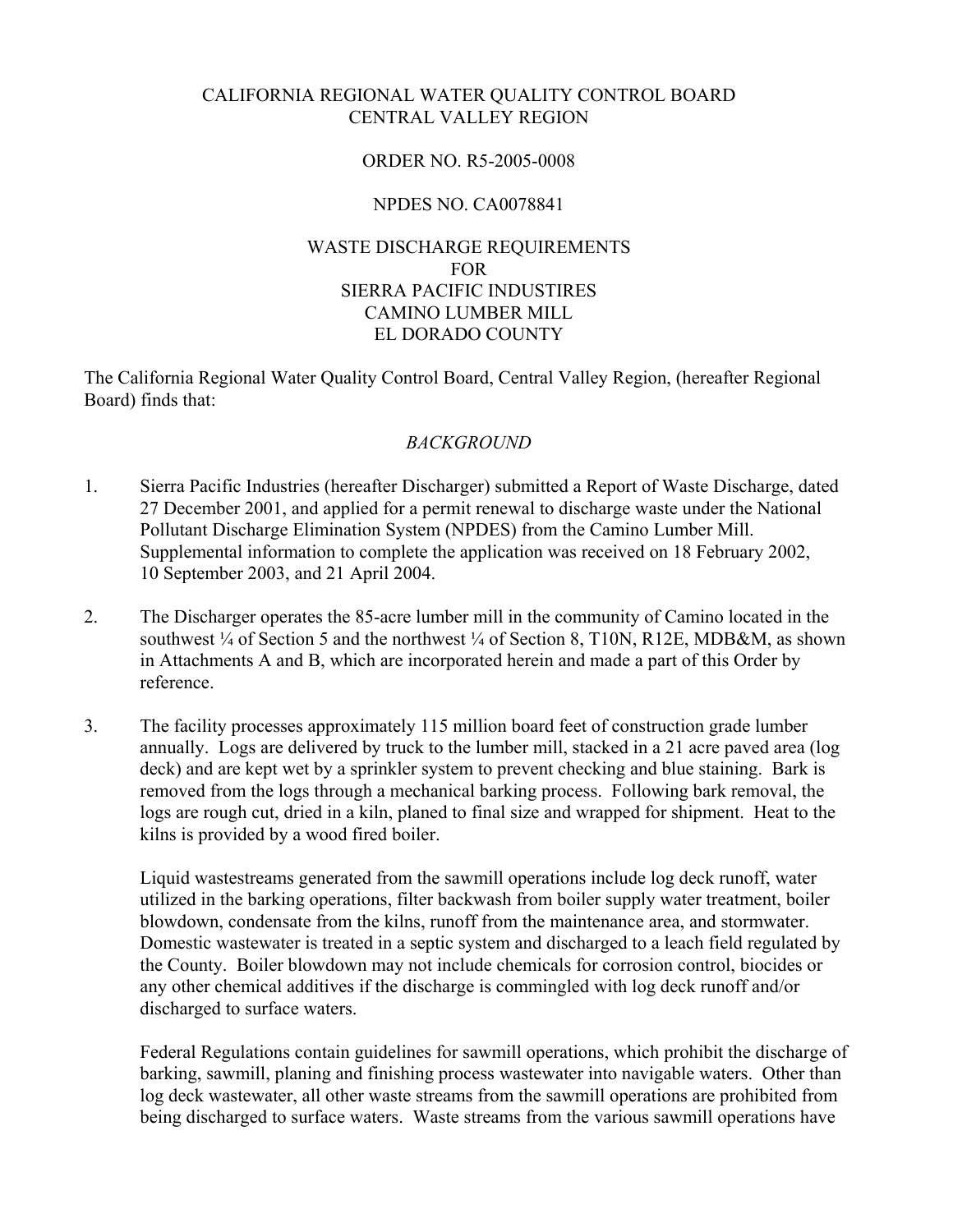CALIFORNIA REGIONAL WATER QUALITY CONTROL BOARD
CENTRAL VALLEY REGION

ORDER NO. R5-2005-0008

NPDES NO. CA0078841

WASTE DISCHARGE REQUIREMENTS
FOR
SIERRA PACIFIC INDUSTIRES
CAMINO LUMBER MILL
EL DORADO COUNTY

The California Regional Water Quality Control Board, Central Valley Region, (hereafter Regional Board) finds that:

*BACKGROUND*

1. Sierra Pacific Industries (hereafter Discharger) submitted a Report of Waste Discharge, dated 27 December 2001, and applied for a permit renewal to discharge waste under the National Pollutant Discharge Elimination System (NPDES) from the Camino Lumber Mill. Supplemental information to complete the application was received on 18 February 2002, 10 September 2003, and 21 April 2004.

2. The Discharger operates the 85-acre lumber mill in the community of Camino located in the southwest ¼ of Section 5 and the northwest ¼ of Section 8, T10N, R12E, MDB&M, as shown in Attachments A and B, which are incorporated herein and made a part of this Order by reference.

3. The facility processes approximately 115 million board feet of construction grade lumber annually. Logs are delivered by truck to the lumber mill, stacked in a 21 acre paved area (log deck) and are kept wet by a sprinkler system to prevent checking and blue staining. Bark is removed from the logs through a mechanical barking process. Following bark removal, the logs are rough cut, dried in a kiln, planed to final size and wrapped for shipment. Heat to the kilns is provided by a wood fired boiler.

   Liquid wastestreams generated from the sawmill operations include log deck runoff, water utilized in the barking operations, filter backwash from boiler supply water treatment, boiler blowdown, condensate from the kilns, runoff from the maintenance area, and stormwater. Domestic wastewater is treated in a septic system and discharged to a leach field regulated by the County. Boiler blowdown may not include chemicals for corrosion control, biocides or any other chemical additives if the discharge is commingled with log deck runoff and/or discharged to surface waters.

   Federal Regulations contain guidelines for sawmill operations, which prohibit the discharge of barking, sawmill, planing and finishing process wastewater into navigable waters. Other than log deck wastewater, all other waste streams from the sawmill operations are prohibited from being discharged to surface waters. Waste streams from the various sawmill operations have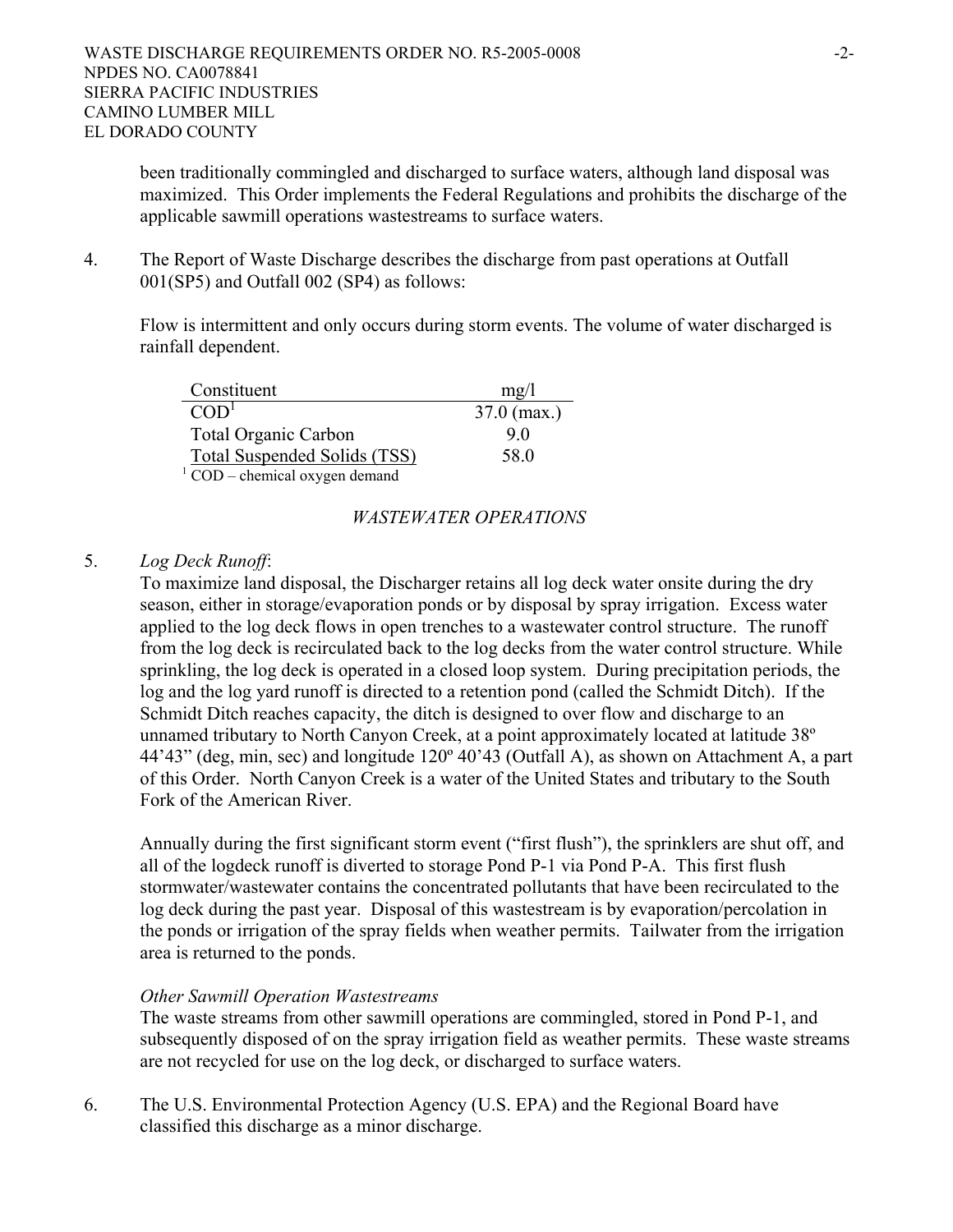been traditionally commingled and discharged to surface waters, although land disposal was maximized. This Order implements the Federal Regulations and prohibits the discharge of the applicable sawmill operations wastestreams to surface waters.

4. The Report of Waste Discharge describes the discharge from past operations at Outfall 001(SP5) and Outfall 002 (SP4) as follows:

   Flow is intermittent and only occurs during storm events. The volume of water discharged is rainfall dependent.

| Constituent | mg/l |
|---|---|
| COD[1] | 37.0 (max.) |
| Total Organic Carbon | 9.0 |
| Total Suspended Solids (TSS) | 58.0 |

[1] COD – chemical oxygen demand

*WASTEWATER OPERATIONS*

5. *Log Deck Runoff*:
   To maximize land disposal, the Discharger retains all log deck water onsite during the dry season, either in storage/evaporation ponds or by disposal by spray irrigation. Excess water applied to the log deck flows in open trenches to a wastewater control structure. The runoff from the log deck is recirculated back to the log decks from the water control structure. While sprinkling, the log deck is operated in a closed loop system. During precipitation periods, the log and the log yard runoff is directed to a retention pond (called the Schmidt Ditch). If the Schmidt Ditch reaches capacity, the ditch is designed to over flow and discharge to an unnamed tributary to North Canyon Creek, at a point approximately located at latitude 38º 44'43" (deg, min, sec) and longitude 120º 40'43 (Outfall A), as shown on Attachment A, a part of this Order. North Canyon Creek is a water of the United States and tributary to the South Fork of the American River.

   Annually during the first significant storm event ("first flush"), the sprinklers are shut off, and all of the logdeck runoff is diverted to storage Pond P-1 via Pond P-A. This first flush stormwater/wastewater contains the concentrated pollutants that have been recirculated to the log deck during the past year. Disposal of this wastestream is by evaporation/percolation in the ponds or irrigation of the spray fields when weather permits. Tailwater from the irrigation area is returned to the ponds.

   *Other Sawmill Operation Wastestreams*
   The waste streams from other sawmill operations are commingled, stored in Pond P-1, and subsequently disposed of on the spray irrigation field as weather permits. These waste streams are not recycled for use on the log deck, or discharged to surface waters.

6. The U.S. Environmental Protection Agency (U.S. EPA) and the Regional Board have classified this discharge as a minor discharge.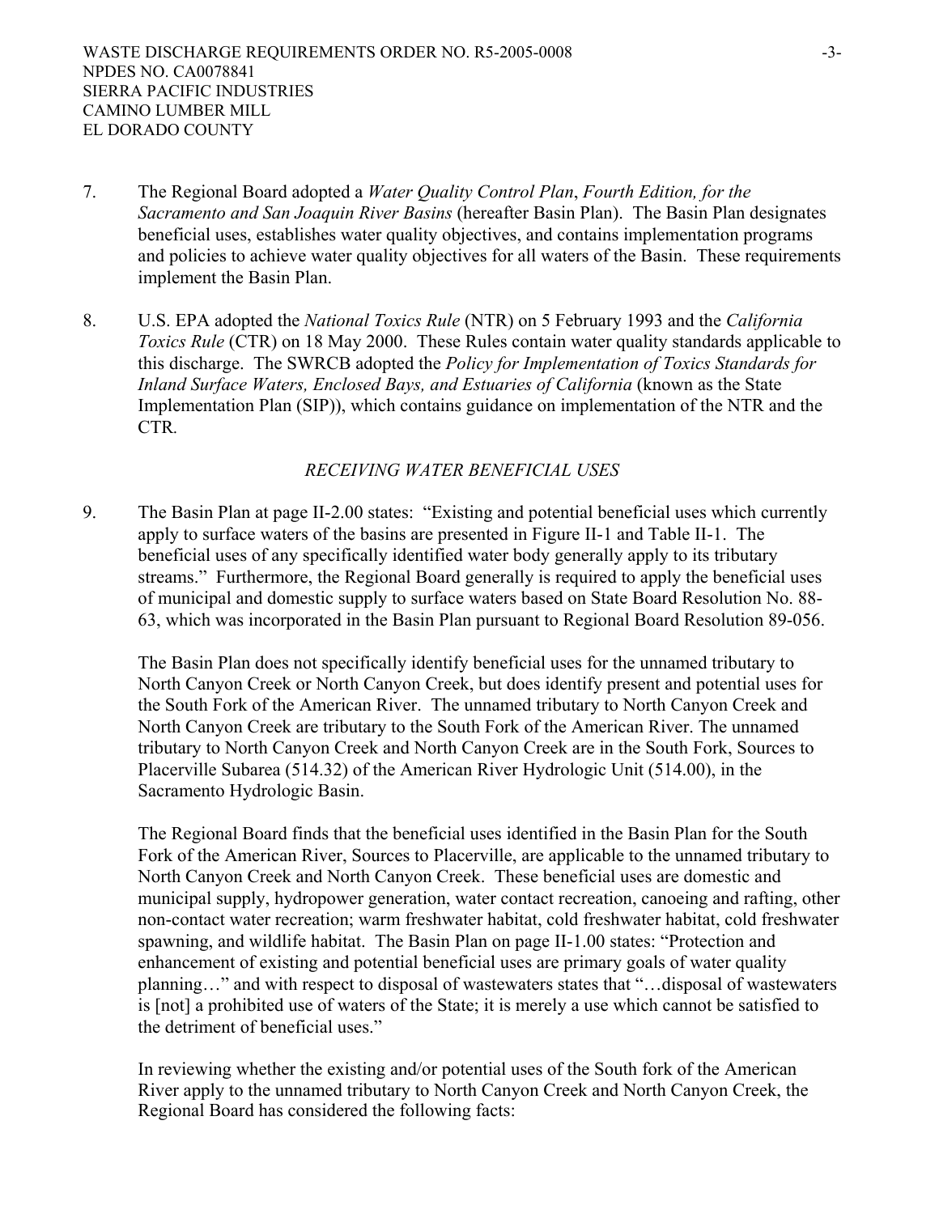7. The Regional Board adopted a *Water Quality Control Plan*, *Fourth Edition, for the Sacramento and San Joaquin River Basins* (hereafter Basin Plan). The Basin Plan designates beneficial uses, establishes water quality objectives, and contains implementation programs and policies to achieve water quality objectives for all waters of the Basin. These requirements implement the Basin Plan.

8. U.S. EPA adopted the *National Toxics Rule* (NTR) on 5 February 1993 and the *California Toxics Rule* (CTR) on 18 May 2000. These Rules contain water quality standards applicable to this discharge. The SWRCB adopted the *Policy for Implementation of Toxics Standards for Inland Surface Waters, Enclosed Bays, and Estuaries of California* (known as the State Implementation Plan (SIP)), which contains guidance on implementation of the NTR and the CTR.

*RECEIVING WATER BENEFICIAL USES*

9. The Basin Plan at page II-2.00 states: "Existing and potential beneficial uses which currently apply to surface waters of the basins are presented in Figure II-1 and Table II-1. The beneficial uses of any specifically identified water body generally apply to its tributary streams." Furthermore, the Regional Board generally is required to apply the beneficial uses of municipal and domestic supply to surface waters based on State Board Resolution No. 88-63, which was incorporated in the Basin Plan pursuant to Regional Board Resolution 89-056.

   The Basin Plan does not specifically identify beneficial uses for the unnamed tributary to North Canyon Creek or North Canyon Creek, but does identify present and potential uses for the South Fork of the American River. The unnamed tributary to North Canyon Creek and North Canyon Creek are tributary to the South Fork of the American River. The unnamed tributary to North Canyon Creek and North Canyon Creek are in the South Fork, Sources to Placerville Subarea (514.32) of the American River Hydrologic Unit (514.00), in the Sacramento Hydrologic Basin.

   The Regional Board finds that the beneficial uses identified in the Basin Plan for the South Fork of the American River, Sources to Placerville, are applicable to the unnamed tributary to North Canyon Creek and North Canyon Creek. These beneficial uses are domestic and municipal supply, hydropower generation, water contact recreation, canoeing and rafting, other non-contact water recreation; warm freshwater habitat, cold freshwater habitat, cold freshwater spawning, and wildlife habitat. The Basin Plan on page II-1.00 states: "Protection and enhancement of existing and potential beneficial uses are primary goals of water quality planning…" and with respect to disposal of wastewaters states that "…disposal of wastewaters is [not] a prohibited use of waters of the State; it is merely a use which cannot be satisfied to the detriment of beneficial uses."

   In reviewing whether the existing and/or potential uses of the South fork of the American River apply to the unnamed tributary to North Canyon Creek and North Canyon Creek, the Regional Board has considered the following facts: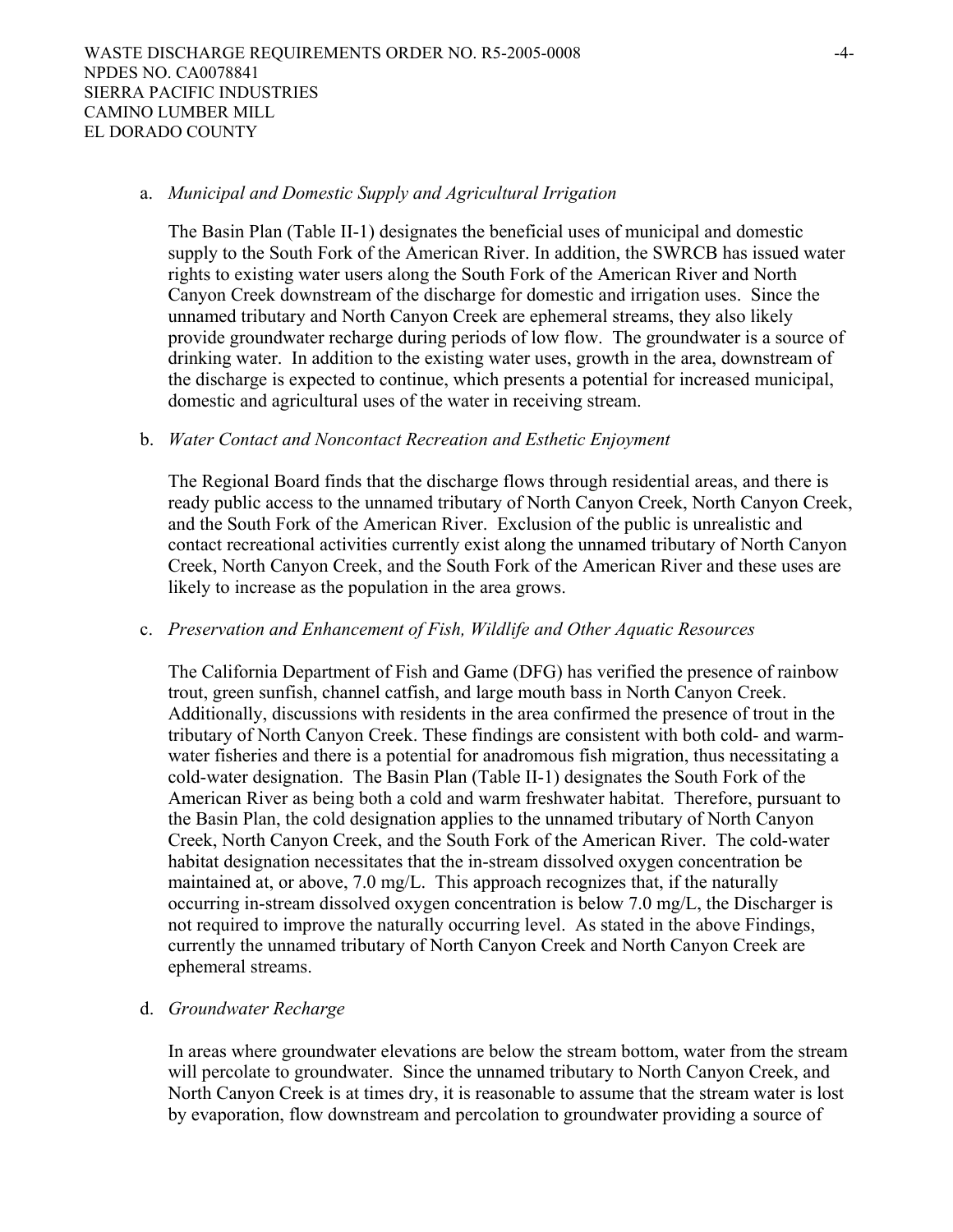a. *Municipal and Domestic Supply and Agricultural Irrigation*

   The Basin Plan (Table II-1) designates the beneficial uses of municipal and domestic supply to the South Fork of the American River. In addition, the SWRCB has issued water rights to existing water users along the South Fork of the American River and North Canyon Creek downstream of the discharge for domestic and irrigation uses. Since the unnamed tributary and North Canyon Creek are ephemeral streams, they also likely provide groundwater recharge during periods of low flow. The groundwater is a source of drinking water. In addition to the existing water uses, growth in the area, downstream of the discharge is expected to continue, which presents a potential for increased municipal, domestic and agricultural uses of the water in receiving stream.

b. *Water Contact and Noncontact Recreation and Esthetic Enjoyment*

   The Regional Board finds that the discharge flows through residential areas, and there is ready public access to the unnamed tributary of North Canyon Creek, North Canyon Creek, and the South Fork of the American River. Exclusion of the public is unrealistic and contact recreational activities currently exist along the unnamed tributary of North Canyon Creek, North Canyon Creek, and the South Fork of the American River and these uses are likely to increase as the population in the area grows.

c. *Preservation and Enhancement of Fish, Wildlife and Other Aquatic Resources*

   The California Department of Fish and Game (DFG) has verified the presence of rainbow trout, green sunfish, channel catfish, and large mouth bass in North Canyon Creek. Additionally, discussions with residents in the area confirmed the presence of trout in the tributary of North Canyon Creek. These findings are consistent with both cold- and warm-water fisheries and there is a potential for anadromous fish migration, thus necessitating a cold-water designation. The Basin Plan (Table II-1) designates the South Fork of the American River as being both a cold and warm freshwater habitat. Therefore, pursuant to the Basin Plan, the cold designation applies to the unnamed tributary of North Canyon Creek, North Canyon Creek, and the South Fork of the American River. The cold-water habitat designation necessitates that the in-stream dissolved oxygen concentration be maintained at, or above, 7.0 mg/L. This approach recognizes that, if the naturally occurring in-stream dissolved oxygen concentration is below 7.0 mg/L, the Discharger is not required to improve the naturally occurring level. As stated in the above Findings, currently the unnamed tributary of North Canyon Creek and North Canyon Creek are ephemeral streams.

d. *Groundwater Recharge*

   In areas where groundwater elevations are below the stream bottom, water from the stream will percolate to groundwater. Since the unnamed tributary to North Canyon Creek, and North Canyon Creek is at times dry, it is reasonable to assume that the stream water is lost by evaporation, flow downstream and percolation to groundwater providing a source of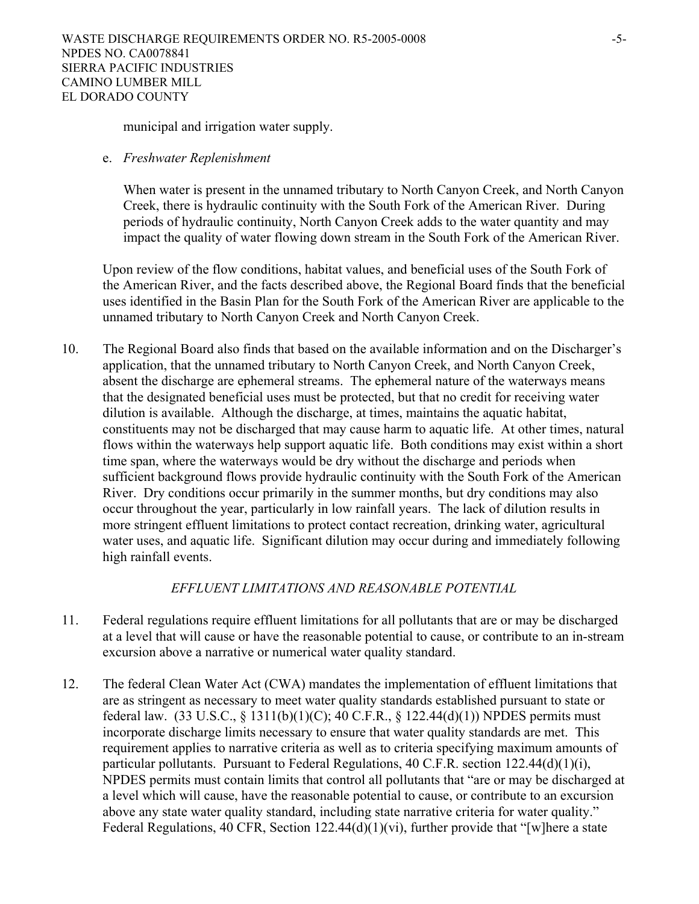municipal and irrigation water supply.

e. *Freshwater Replenishment*

When water is present in the unnamed tributary to North Canyon Creek, and North Canyon Creek, there is hydraulic continuity with the South Fork of the American River. During periods of hydraulic continuity, North Canyon Creek adds to the water quantity and may impact the quality of water flowing down stream in the South Fork of the American River.

Upon review of the flow conditions, habitat values, and beneficial uses of the South Fork of the American River, and the facts described above, the Regional Board finds that the beneficial uses identified in the Basin Plan for the South Fork of the American River are applicable to the unnamed tributary to North Canyon Creek and North Canyon Creek.

10. The Regional Board also finds that based on the available information and on the Discharger's application, that the unnamed tributary to North Canyon Creek, and North Canyon Creek, absent the discharge are ephemeral streams. The ephemeral nature of the waterways means that the designated beneficial uses must be protected, but that no credit for receiving water dilution is available. Although the discharge, at times, maintains the aquatic habitat, constituents may not be discharged that may cause harm to aquatic life. At other times, natural flows within the waterways help support aquatic life. Both conditions may exist within a short time span, where the waterways would be dry without the discharge and periods when sufficient background flows provide hydraulic continuity with the South Fork of the American River. Dry conditions occur primarily in the summer months, but dry conditions may also occur throughout the year, particularly in low rainfall years. The lack of dilution results in more stringent effluent limitations to protect contact recreation, drinking water, agricultural water uses, and aquatic life. Significant dilution may occur during and immediately following high rainfall events.

*EFFLUENT LIMITATIONS AND REASONABLE POTENTIAL*

11. Federal regulations require effluent limitations for all pollutants that are or may be discharged at a level that will cause or have the reasonable potential to cause, or contribute to an in-stream excursion above a narrative or numerical water quality standard.

12. The federal Clean Water Act (CWA) mandates the implementation of effluent limitations that are as stringent as necessary to meet water quality standards established pursuant to state or federal law. (33 U.S.C., § 1311(b)(1)(C); 40 C.F.R., § 122.44(d)(1)) NPDES permits must incorporate discharge limits necessary to ensure that water quality standards are met. This requirement applies to narrative criteria as well as to criteria specifying maximum amounts of particular pollutants. Pursuant to Federal Regulations, 40 C.F.R. section 122.44(d)(1)(i), NPDES permits must contain limits that control all pollutants that "are or may be discharged at a level which will cause, have the reasonable potential to cause, or contribute to an excursion above any state water quality standard, including state narrative criteria for water quality." Federal Regulations, 40 CFR, Section 122.44(d)(1)(vi), further provide that "[w]here a state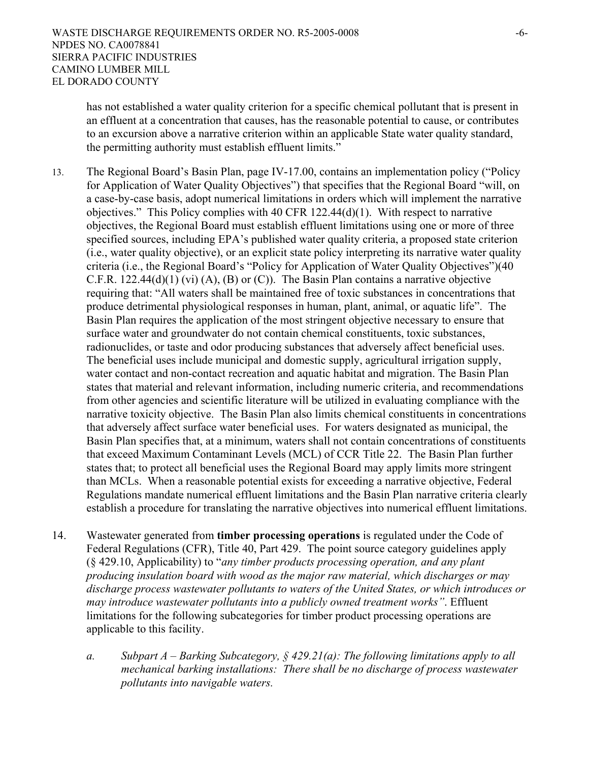has not established a water quality criterion for a specific chemical pollutant that is present in an effluent at a concentration that causes, has the reasonable potential to cause, or contributes to an excursion above a narrative criterion within an applicable State water quality standard, the permitting authority must establish effluent limits."

13. The Regional Board's Basin Plan, page IV-17.00, contains an implementation policy ("Policy for Application of Water Quality Objectives") that specifies that the Regional Board "will, on a case-by-case basis, adopt numerical limitations in orders which will implement the narrative objectives." This Policy complies with 40 CFR 122.44(d)(1). With respect to narrative objectives, the Regional Board must establish effluent limitations using one or more of three specified sources, including EPA's published water quality criteria, a proposed state criterion (i.e., water quality objective), or an explicit state policy interpreting its narrative water quality criteria (i.e., the Regional Board's "Policy for Application of Water Quality Objectives")(40 C.F.R. 122.44(d)(1) (vi) (A), (B) or (C)). The Basin Plan contains a narrative objective requiring that: "All waters shall be maintained free of toxic substances in concentrations that produce detrimental physiological responses in human, plant, animal, or aquatic life". The Basin Plan requires the application of the most stringent objective necessary to ensure that surface water and groundwater do not contain chemical constituents, toxic substances, radionuclides, or taste and odor producing substances that adversely affect beneficial uses. The beneficial uses include municipal and domestic supply, agricultural irrigation supply, water contact and non-contact recreation and aquatic habitat and migration. The Basin Plan states that material and relevant information, including numeric criteria, and recommendations from other agencies and scientific literature will be utilized in evaluating compliance with the narrative toxicity objective. The Basin Plan also limits chemical constituents in concentrations that adversely affect surface water beneficial uses. For waters designated as municipal, the Basin Plan specifies that, at a minimum, waters shall not contain concentrations of constituents that exceed Maximum Contaminant Levels (MCL) of CCR Title 22. The Basin Plan further states that; to protect all beneficial uses the Regional Board may apply limits more stringent than MCLs. When a reasonable potential exists for exceeding a narrative objective, Federal Regulations mandate numerical effluent limitations and the Basin Plan narrative criteria clearly establish a procedure for translating the narrative objectives into numerical effluent limitations.

14. Wastewater generated from **timber processing operations** is regulated under the Code of Federal Regulations (CFR), Title 40, Part 429. The point source category guidelines apply (§ 429.10, Applicability) to "*any timber products processing operation, and any plant producing insulation board with wood as the major raw material, which discharges or may discharge process wastewater pollutants to waters of the United States, or which introduces or may introduce wastewater pollutants into a publicly owned treatment works"*. Effluent limitations for the following subcategories for timber product processing operations are applicable to this facility.

    a. *Subpart A – Barking Subcategory, § 429.21(a): The following limitations apply to all mechanical barking installations: There shall be no discharge of process wastewater pollutants into navigable waters.*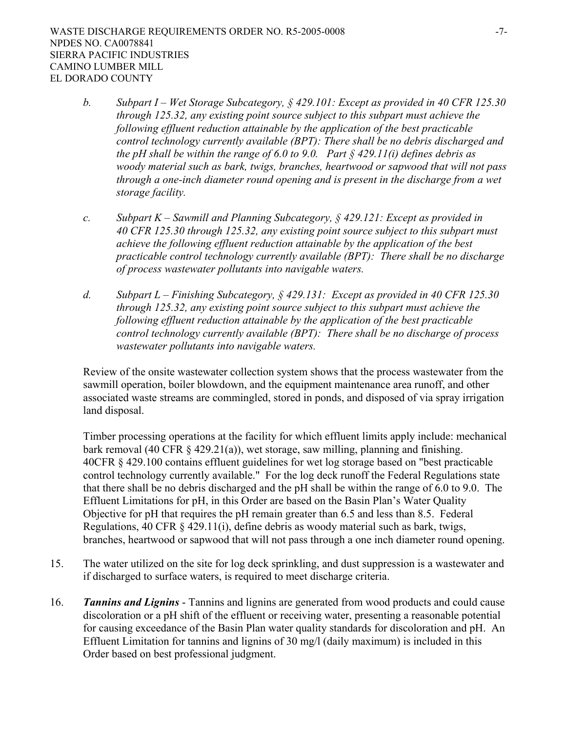b. *Subpart I – Wet Storage Subcategory, § 429.101: Except as provided in 40 CFR 125.30 through 125.32, any existing point source subject to this subpart must achieve the following effluent reduction attainable by the application of the best practicable control technology currently available (BPT): There shall be no debris discharged and the pH shall be within the range of 6.0 to 9.0. Part § 429.11(i) defines debris as woody material such as bark, twigs, branches, heartwood or sapwood that will not pass through a one-inch diameter round opening and is present in the discharge from a wet storage facility.*

c. *Subpart K – Sawmill and Planning Subcategory, § 429.121: Except as provided in 40 CFR 125.30 through 125.32, any existing point source subject to this subpart must achieve the following effluent reduction attainable by the application of the best practicable control technology currently available (BPT): There shall be no discharge of process wastewater pollutants into navigable waters.*

d. *Subpart L – Finishing Subcategory, § 429.131: Except as provided in 40 CFR 125.30 through 125.32, any existing point source subject to this subpart must achieve the following effluent reduction attainable by the application of the best practicable control technology currently available (BPT): There shall be no discharge of process wastewater pollutants into navigable waters.*

Review of the onsite wastewater collection system shows that the process wastewater from the sawmill operation, boiler blowdown, and the equipment maintenance area runoff, and other associated waste streams are commingled, stored in ponds, and disposed of via spray irrigation land disposal.

Timber processing operations at the facility for which effluent limits apply include: mechanical bark removal (40 CFR § 429.21(a)), wet storage, saw milling, planning and finishing. 40CFR § 429.100 contains effluent guidelines for wet log storage based on "best practicable control technology currently available." For the log deck runoff the Federal Regulations state that there shall be no debris discharged and the pH shall be within the range of 6.0 to 9.0. The Effluent Limitations for pH, in this Order are based on the Basin Plan's Water Quality Objective for pH that requires the pH remain greater than 6.5 and less than 8.5. Federal Regulations, 40 CFR § 429.11(i), define debris as woody material such as bark, twigs, branches, heartwood or sapwood that will not pass through a one inch diameter round opening.

15. The water utilized on the site for log deck sprinkling, and dust suppression is a wastewater and if discharged to surface waters, is required to meet discharge criteria.

16. ***Tannins and Lignins*** - Tannins and lignins are generated from wood products and could cause discoloration or a pH shift of the effluent or receiving water, presenting a reasonable potential for causing exceedance of the Basin Plan water quality standards for discoloration and pH. An Effluent Limitation for tannins and lignins of 30 mg/l (daily maximum) is included in this Order based on best professional judgment.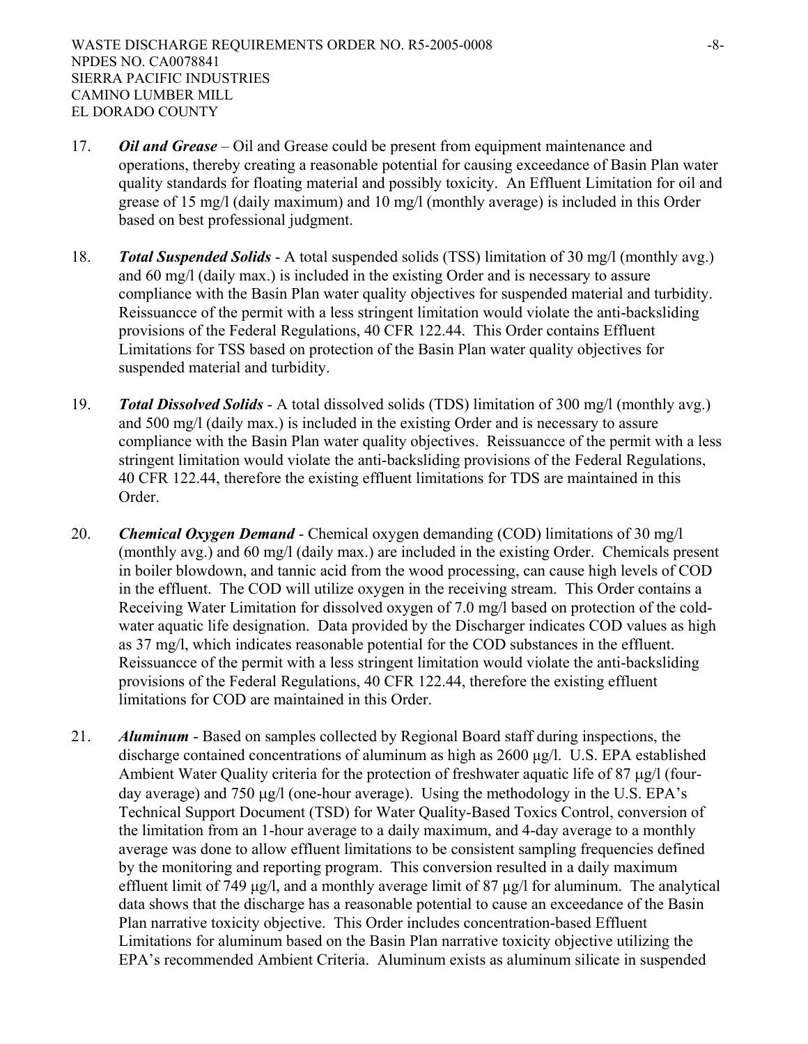17. ***Oil and Grease*** – Oil and Grease could be present from equipment maintenance and operations, thereby creating a reasonable potential for causing exceedance of Basin Plan water quality standards for floating material and possibly toxicity. An Effluent Limitation for oil and grease of 15 mg/l (daily maximum) and 10 mg/l (monthly average) is included in this Order based on best professional judgment.

18. ***Total Suspended Solids*** - A total suspended solids (TSS) limitation of 30 mg/l (monthly avg.) and 60 mg/l (daily max.) is included in the existing Order and is necessary to assure compliance with the Basin Plan water quality objectives for suspended material and turbidity. Reissuancce of the permit with a less stringent limitation would violate the anti-backsliding provisions of the Federal Regulations, 40 CFR 122.44. This Order contains Effluent Limitations for TSS based on protection of the Basin Plan water quality objectives for suspended material and turbidity.

19. ***Total Dissolved Solids*** - A total dissolved solids (TDS) limitation of 300 mg/l (monthly avg.) and 500 mg/l (daily max.) is included in the existing Order and is necessary to assure compliance with the Basin Plan water quality objectives. Reissuancce of the permit with a less stringent limitation would violate the anti-backsliding provisions of the Federal Regulations, 40 CFR 122.44, therefore the existing effluent limitations for TDS are maintained in this Order.

20. ***Chemical Oxygen Demand*** - Chemical oxygen demanding (COD) limitations of 30 mg/l (monthly avg.) and 60 mg/l (daily max.) are included in the existing Order. Chemicals present in boiler blowdown, and tannic acid from the wood processing, can cause high levels of COD in the effluent. The COD will utilize oxygen in the receiving stream. This Order contains a Receiving Water Limitation for dissolved oxygen of 7.0 mg/l based on protection of the cold-water aquatic life designation. Data provided by the Discharger indicates COD values as high as 37 mg/l, which indicates reasonable potential for the COD substances in the effluent. Reissuancce of the permit with a less stringent limitation would violate the anti-backsliding provisions of the Federal Regulations, 40 CFR 122.44, therefore the existing effluent limitations for COD are maintained in this Order.

21. ***Aluminum*** - Based on samples collected by Regional Board staff during inspections, the discharge contained concentrations of aluminum as high as 2600 μg/l. U.S. EPA established Ambient Water Quality criteria for the protection of freshwater aquatic life of 87 μg/l (four-day average) and 750 μg/l (one-hour average). Using the methodology in the U.S. EPA's Technical Support Document (TSD) for Water Quality-Based Toxics Control, conversion of the limitation from an 1-hour average to a daily maximum, and 4-day average to a monthly average was done to allow effluent limitations to be consistent sampling frequencies defined by the monitoring and reporting program. This conversion resulted in a daily maximum effluent limit of 749 μg/l, and a monthly average limit of 87 μg/l for aluminum. The analytical data shows that the discharge has a reasonable potential to cause an exceedance of the Basin Plan narrative toxicity objective. This Order includes concentration-based Effluent Limitations for aluminum based on the Basin Plan narrative toxicity objective utilizing the EPA's recommended Ambient Criteria. Aluminum exists as aluminum silicate in suspended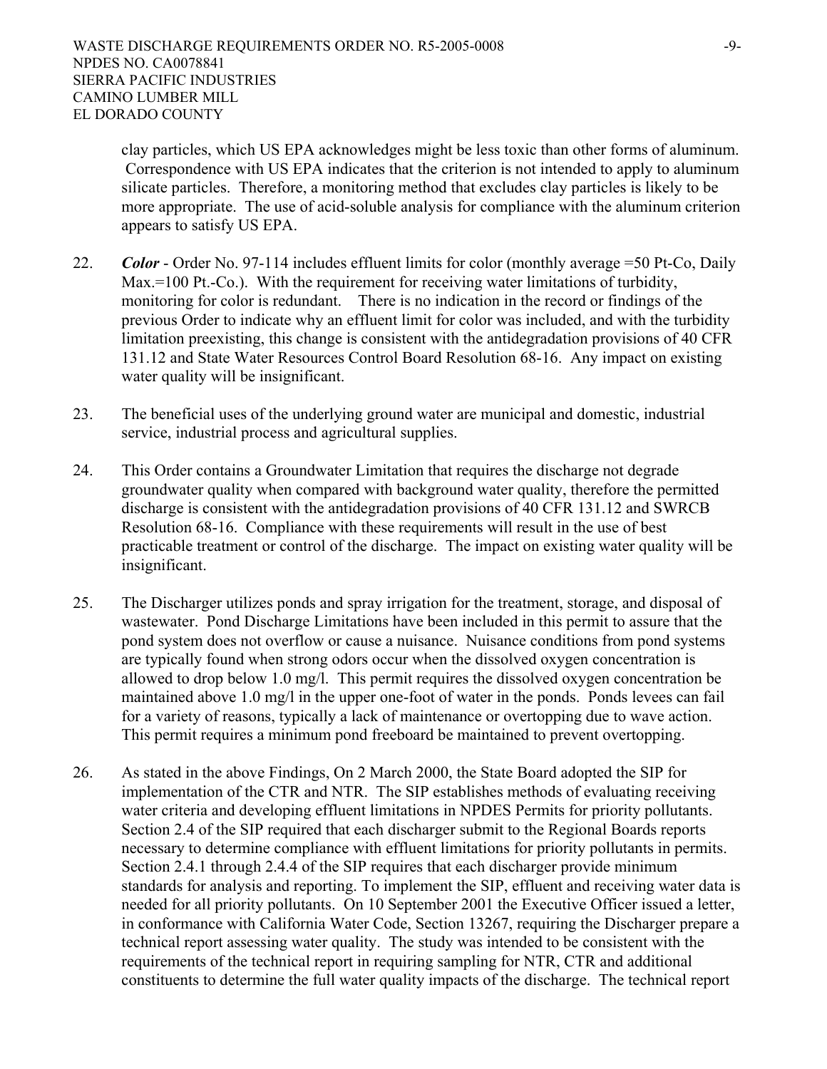clay particles, which US EPA acknowledges might be less toxic than other forms of aluminum. Correspondence with US EPA indicates that the criterion is not intended to apply to aluminum silicate particles. Therefore, a monitoring method that excludes clay particles is likely to be more appropriate. The use of acid-soluble analysis for compliance with the aluminum criterion appears to satisfy US EPA.

22. ***Color*** - Order No. 97-114 includes effluent limits for color (monthly average =50 Pt-Co, Daily Max.=100 Pt.-Co.). With the requirement for receiving water limitations of turbidity, monitoring for color is redundant. There is no indication in the record or findings of the previous Order to indicate why an effluent limit for color was included, and with the turbidity limitation preexisting, this change is consistent with the antidegradation provisions of 40 CFR 131.12 and State Water Resources Control Board Resolution 68-16. Any impact on existing water quality will be insignificant.

23. The beneficial uses of the underlying ground water are municipal and domestic, industrial service, industrial process and agricultural supplies.

24. This Order contains a Groundwater Limitation that requires the discharge not degrade groundwater quality when compared with background water quality, therefore the permitted discharge is consistent with the antidegradation provisions of 40 CFR 131.12 and SWRCB Resolution 68-16. Compliance with these requirements will result in the use of best practicable treatment or control of the discharge. The impact on existing water quality will be insignificant.

25. The Discharger utilizes ponds and spray irrigation for the treatment, storage, and disposal of wastewater. Pond Discharge Limitations have been included in this permit to assure that the pond system does not overflow or cause a nuisance. Nuisance conditions from pond systems are typically found when strong odors occur when the dissolved oxygen concentration is allowed to drop below 1.0 mg/l. This permit requires the dissolved oxygen concentration be maintained above 1.0 mg/l in the upper one-foot of water in the ponds. Ponds levees can fail for a variety of reasons, typically a lack of maintenance or overtopping due to wave action. This permit requires a minimum pond freeboard be maintained to prevent overtopping.

26. As stated in the above Findings, On 2 March 2000, the State Board adopted the SIP for implementation of the CTR and NTR. The SIP establishes methods of evaluating receiving water criteria and developing effluent limitations in NPDES Permits for priority pollutants. Section 2.4 of the SIP required that each discharger submit to the Regional Boards reports necessary to determine compliance with effluent limitations for priority pollutants in permits. Section 2.4.1 through 2.4.4 of the SIP requires that each discharger provide minimum standards for analysis and reporting. To implement the SIP, effluent and receiving water data is needed for all priority pollutants. On 10 September 2001 the Executive Officer issued a letter, in conformance with California Water Code, Section 13267, requiring the Discharger prepare a technical report assessing water quality. The study was intended to be consistent with the requirements of the technical report in requiring sampling for NTR, CTR and additional constituents to determine the full water quality impacts of the discharge. The technical report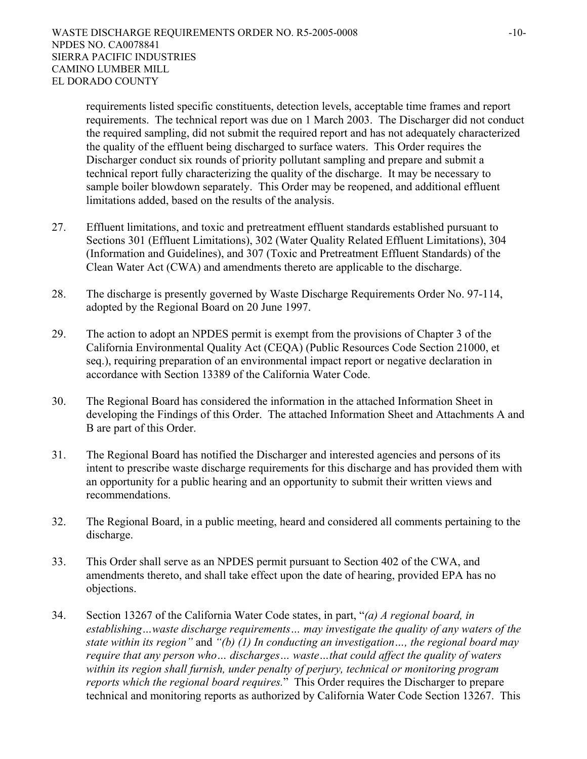requirements listed specific constituents, detection levels, acceptable time frames and report requirements. The technical report was due on 1 March 2003. The Discharger did not conduct the required sampling, did not submit the required report and has not adequately characterized the quality of the effluent being discharged to surface waters. This Order requires the Discharger conduct six rounds of priority pollutant sampling and prepare and submit a technical report fully characterizing the quality of the discharge. It may be necessary to sample boiler blowdown separately. This Order may be reopened, and additional effluent limitations added, based on the results of the analysis.

27. Effluent limitations, and toxic and pretreatment effluent standards established pursuant to Sections 301 (Effluent Limitations), 302 (Water Quality Related Effluent Limitations), 304 (Information and Guidelines), and 307 (Toxic and Pretreatment Effluent Standards) of the Clean Water Act (CWA) and amendments thereto are applicable to the discharge.

28. The discharge is presently governed by Waste Discharge Requirements Order No. 97-114, adopted by the Regional Board on 20 June 1997.

29. The action to adopt an NPDES permit is exempt from the provisions of Chapter 3 of the California Environmental Quality Act (CEQA) (Public Resources Code Section 21000, et seq.), requiring preparation of an environmental impact report or negative declaration in accordance with Section 13389 of the California Water Code.

30. The Regional Board has considered the information in the attached Information Sheet in developing the Findings of this Order. The attached Information Sheet and Attachments A and B are part of this Order.

31. The Regional Board has notified the Discharger and interested agencies and persons of its intent to prescribe waste discharge requirements for this discharge and has provided them with an opportunity for a public hearing and an opportunity to submit their written views and recommendations.

32. The Regional Board, in a public meeting, heard and considered all comments pertaining to the discharge.

33. This Order shall serve as an NPDES permit pursuant to Section 402 of the CWA, and amendments thereto, and shall take effect upon the date of hearing, provided EPA has no objections.

34. Section 13267 of the California Water Code states, in part, "*(a) A regional board, in establishing…waste discharge requirements… may investigate the quality of any waters of the state within its region"* and *"(b) (1) In conducting an investigation…, the regional board may require that any person who… discharges… waste…that could affect the quality of waters within its region shall furnish, under penalty of perjury, technical or monitoring program reports which the regional board requires.*" This Order requires the Discharger to prepare technical and monitoring reports as authorized by California Water Code Section 13267. This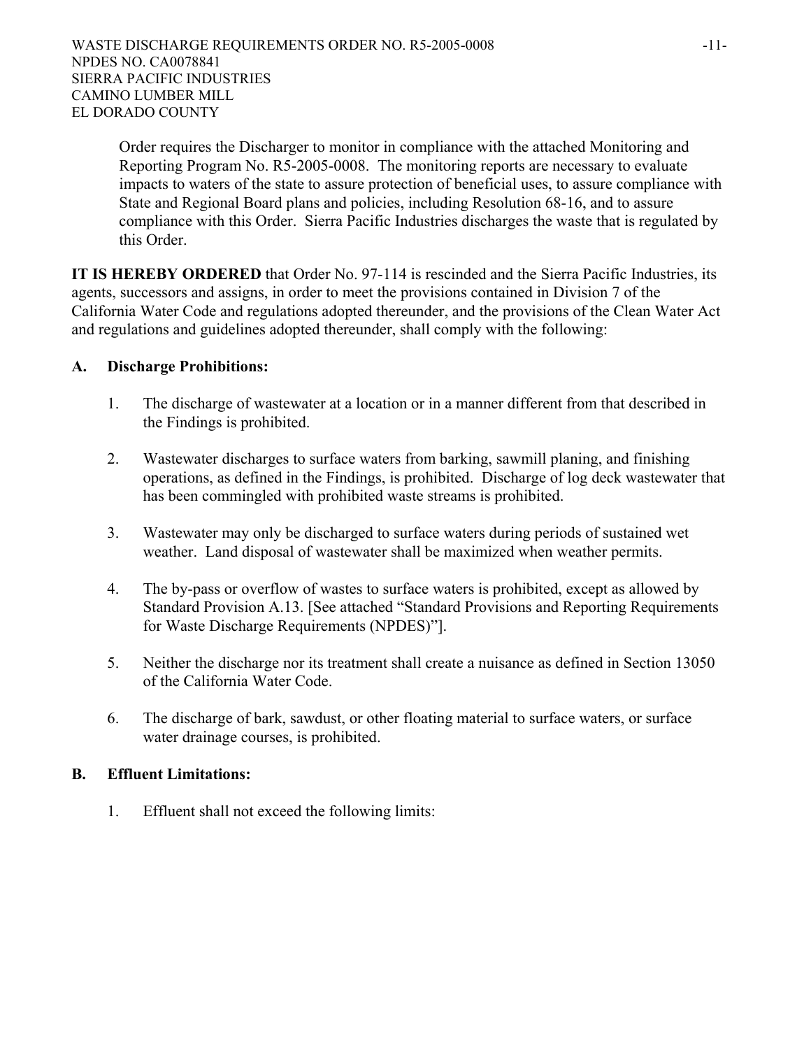Order requires the Discharger to monitor in compliance with the attached Monitoring and Reporting Program No. R5-2005-0008. The monitoring reports are necessary to evaluate impacts to waters of the state to assure protection of beneficial uses, to assure compliance with State and Regional Board plans and policies, including Resolution 68-16, and to assure compliance with this Order. Sierra Pacific Industries discharges the waste that is regulated by this Order.

**IT IS HEREBY ORDERED** that Order No. 97-114 is rescinded and the Sierra Pacific Industries, its agents, successors and assigns, in order to meet the provisions contained in Division 7 of the California Water Code and regulations adopted thereunder, and the provisions of the Clean Water Act and regulations and guidelines adopted thereunder, shall comply with the following:

## A. Discharge Prohibitions:

1. The discharge of wastewater at a location or in a manner different from that described in the Findings is prohibited.

2. Wastewater discharges to surface waters from barking, sawmill planing, and finishing operations, as defined in the Findings, is prohibited. Discharge of log deck wastewater that has been commingled with prohibited waste streams is prohibited.

3. Wastewater may only be discharged to surface waters during periods of sustained wet weather. Land disposal of wastewater shall be maximized when weather permits.

4. The by-pass or overflow of wastes to surface waters is prohibited, except as allowed by Standard Provision A.13. [See attached "Standard Provisions and Reporting Requirements for Waste Discharge Requirements (NPDES)"].

5. Neither the discharge nor its treatment shall create a nuisance as defined in Section 13050 of the California Water Code.

6. The discharge of bark, sawdust, or other floating material to surface waters, or surface water drainage courses, is prohibited.

## B. Effluent Limitations:

1. Effluent shall not exceed the following limits: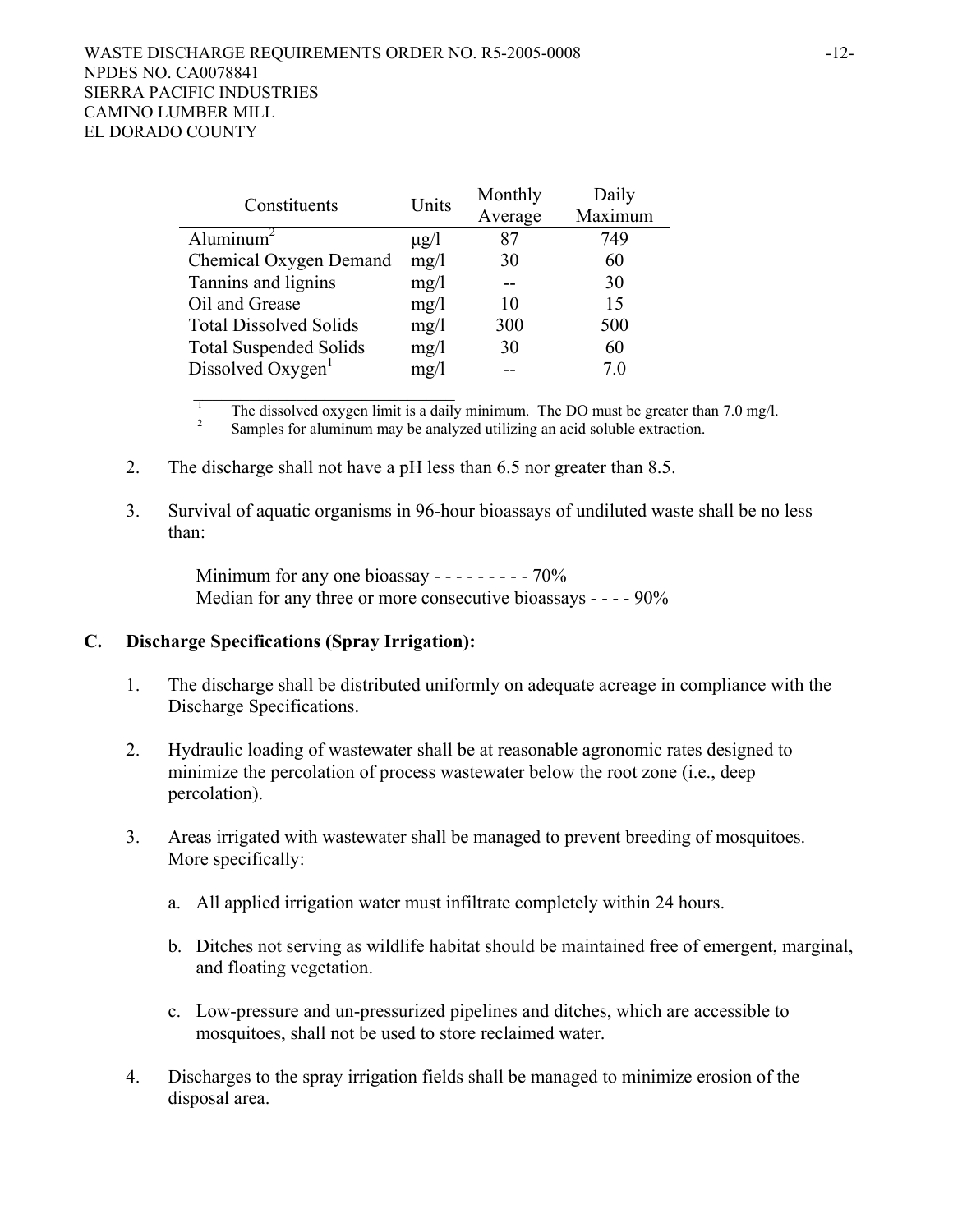| Constituents | Units | Monthly Average | Daily Maximum |
|---|---|---|---|
| Aluminum[2] | μg/l | 87 | 749 |
| Chemical Oxygen Demand | mg/l | 30 | 60 |
| Tannins and lignins | mg/l | -- | 30 |
| Oil and Grease | mg/l | 10 | 15 |
| Total Dissolved Solids | mg/l | 300 | 500 |
| Total Suspended Solids | mg/l | 30 | 60 |
| Dissolved Oxygen[1] | mg/l | -- | 7.0 |

[1] The dissolved oxygen limit is a daily minimum. The DO must be greater than 7.0 mg/l.

[2] Samples for aluminum may be analyzed utilizing an acid soluble extraction.

2. The discharge shall not have a pH less than 6.5 nor greater than 8.5.

3. Survival of aquatic organisms in 96-hour bioassays of undiluted waste shall be no less than:

   Minimum for any one bioassay - - - - - - - - - 70%
   Median for any three or more consecutive bioassays - - - - 90%

**C. Discharge Specifications (Spray Irrigation):**

1. The discharge shall be distributed uniformly on adequate acreage in compliance with the Discharge Specifications.

2. Hydraulic loading of wastewater shall be at reasonable agronomic rates designed to minimize the percolation of process wastewater below the root zone (i.e., deep percolation).

3. Areas irrigated with wastewater shall be managed to prevent breeding of mosquitoes. More specifically:

   a. All applied irrigation water must infiltrate completely within 24 hours.

   b. Ditches not serving as wildlife habitat should be maintained free of emergent, marginal, and floating vegetation.

   c. Low-pressure and un-pressurized pipelines and ditches, which are accessible to mosquitoes, shall not be used to store reclaimed water.

4. Discharges to the spray irrigation fields shall be managed to minimize erosion of the disposal area.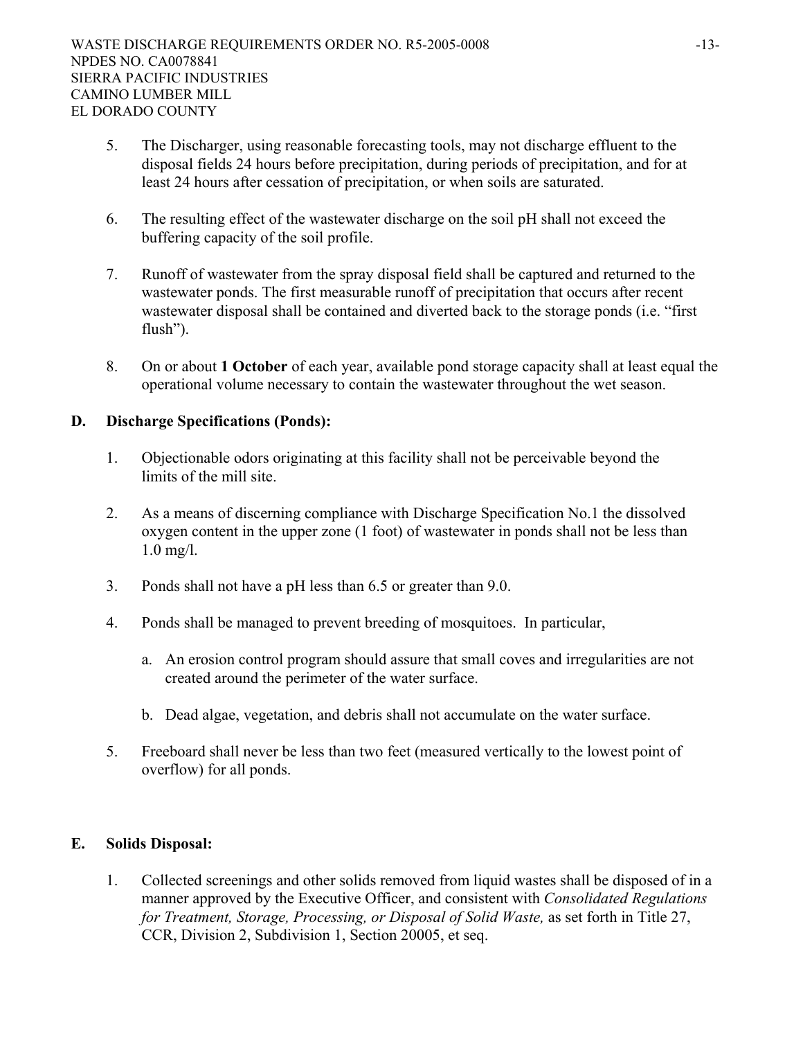5. The Discharger, using reasonable forecasting tools, may not discharge effluent to the disposal fields 24 hours before precipitation, during periods of precipitation, and for at least 24 hours after cessation of precipitation, or when soils are saturated.

6. The resulting effect of the wastewater discharge on the soil pH shall not exceed the buffering capacity of the soil profile.

7. Runoff of wastewater from the spray disposal field shall be captured and returned to the wastewater ponds. The first measurable runoff of precipitation that occurs after recent wastewater disposal shall be contained and diverted back to the storage ponds (i.e. "first flush").

8. On or about **1 October** of each year, available pond storage capacity shall at least equal the operational volume necessary to contain the wastewater throughout the wet season.

## D. Discharge Specifications (Ponds):

1. Objectionable odors originating at this facility shall not be perceivable beyond the limits of the mill site.

2. As a means of discerning compliance with Discharge Specification No.1 the dissolved oxygen content in the upper zone (1 foot) of wastewater in ponds shall not be less than 1.0 mg/l.

3. Ponds shall not have a pH less than 6.5 or greater than 9.0.

4. Ponds shall be managed to prevent breeding of mosquitoes. In particular,

   a. An erosion control program should assure that small coves and irregularities are not created around the perimeter of the water surface.

   b. Dead algae, vegetation, and debris shall not accumulate on the water surface.

5. Freeboard shall never be less than two feet (measured vertically to the lowest point of overflow) for all ponds.

## E. Solids Disposal:

1. Collected screenings and other solids removed from liquid wastes shall be disposed of in a manner approved by the Executive Officer, and consistent with *Consolidated Regulations for Treatment, Storage, Processing, or Disposal of Solid Waste,* as set forth in Title 27, CCR, Division 2, Subdivision 1, Section 20005, et seq.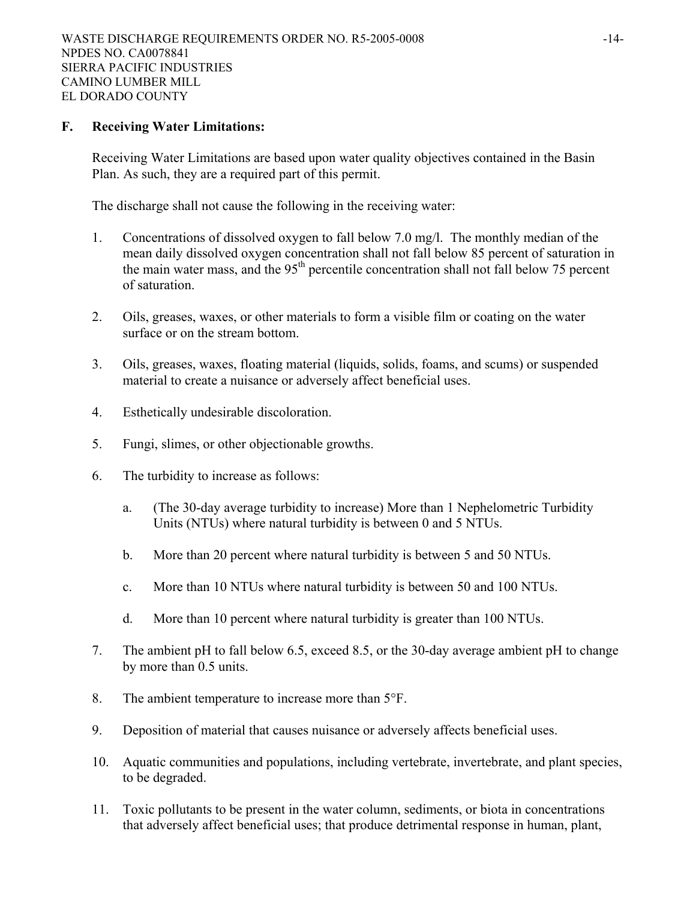## F. Receiving Water Limitations:

Receiving Water Limitations are based upon water quality objectives contained in the Basin Plan. As such, they are a required part of this permit.

The discharge shall not cause the following in the receiving water:

1. Concentrations of dissolved oxygen to fall below 7.0 mg/l. The monthly median of the mean daily dissolved oxygen concentration shall not fall below 85 percent of saturation in the main water mass, and the 95th percentile concentration shall not fall below 75 percent of saturation.

2. Oils, greases, waxes, or other materials to form a visible film or coating on the water surface or on the stream bottom.

3. Oils, greases, waxes, floating material (liquids, solids, foams, and scums) or suspended material to create a nuisance or adversely affect beneficial uses.

4. Esthetically undesirable discoloration.

5. Fungi, slimes, or other objectionable growths.

6. The turbidity to increase as follows:

   a. (The 30-day average turbidity to increase) More than 1 Nephelometric Turbidity Units (NTUs) where natural turbidity is between 0 and 5 NTUs.

   b. More than 20 percent where natural turbidity is between 5 and 50 NTUs.

   c. More than 10 NTUs where natural turbidity is between 50 and 100 NTUs.

   d. More than 10 percent where natural turbidity is greater than 100 NTUs.

7. The ambient pH to fall below 6.5, exceed 8.5, or the 30-day average ambient pH to change by more than 0.5 units.

8. The ambient temperature to increase more than 5°F.

9. Deposition of material that causes nuisance or adversely affects beneficial uses.

10. Aquatic communities and populations, including vertebrate, invertebrate, and plant species, to be degraded.

11. Toxic pollutants to be present in the water column, sediments, or biota in concentrations that adversely affect beneficial uses; that produce detrimental response in human, plant,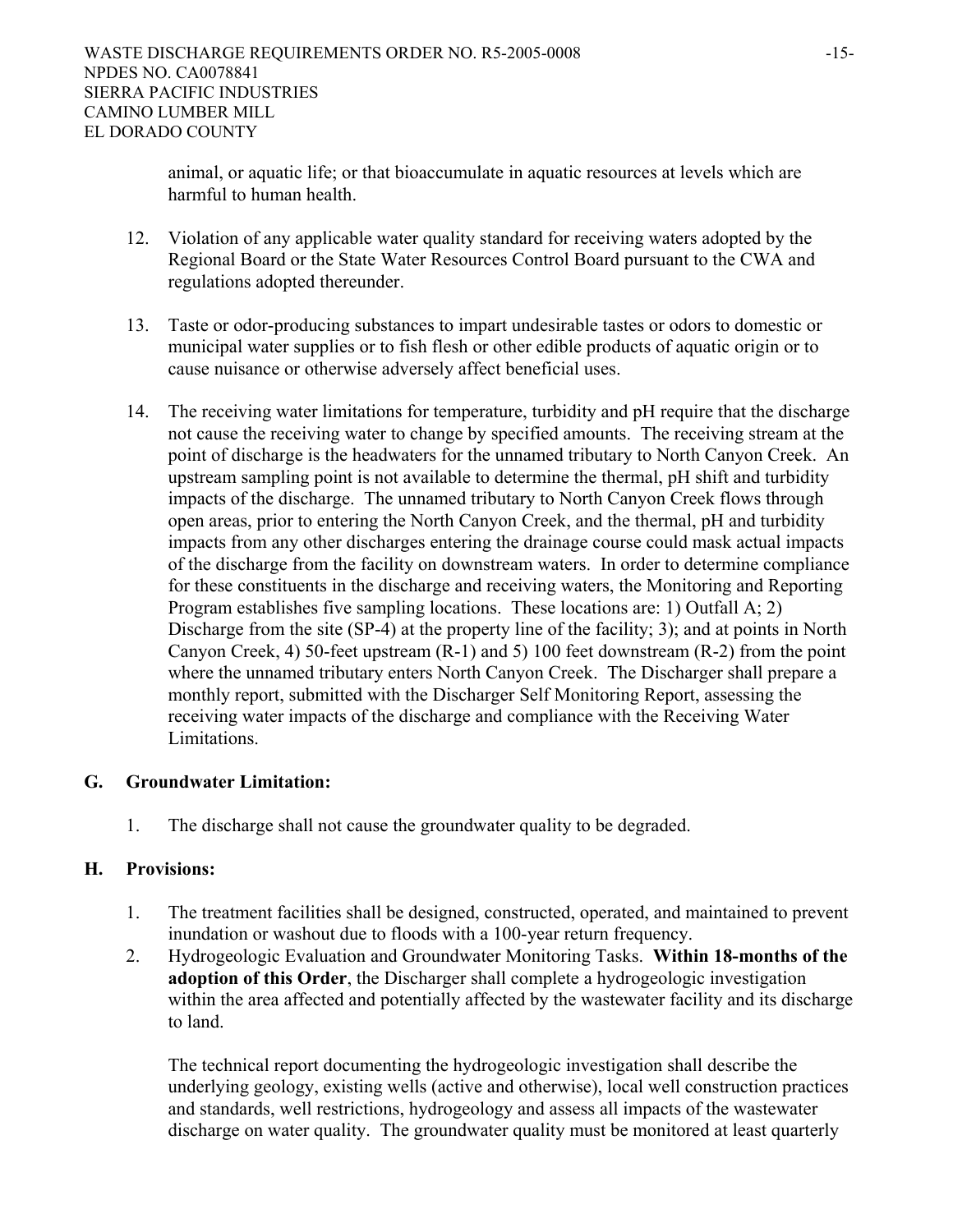animal, or aquatic life; or that bioaccumulate in aquatic resources at levels which are harmful to human health.

12. Violation of any applicable water quality standard for receiving waters adopted by the Regional Board or the State Water Resources Control Board pursuant to the CWA and regulations adopted thereunder.

13. Taste or odor-producing substances to impart undesirable tastes or odors to domestic or municipal water supplies or to fish flesh or other edible products of aquatic origin or to cause nuisance or otherwise adversely affect beneficial uses.

14. The receiving water limitations for temperature, turbidity and pH require that the discharge not cause the receiving water to change by specified amounts. The receiving stream at the point of discharge is the headwaters for the unnamed tributary to North Canyon Creek. An upstream sampling point is not available to determine the thermal, pH shift and turbidity impacts of the discharge. The unnamed tributary to North Canyon Creek flows through open areas, prior to entering the North Canyon Creek, and the thermal, pH and turbidity impacts from any other discharges entering the drainage course could mask actual impacts of the discharge from the facility on downstream waters. In order to determine compliance for these constituents in the discharge and receiving waters, the Monitoring and Reporting Program establishes five sampling locations. These locations are: 1) Outfall A; 2) Discharge from the site (SP-4) at the property line of the facility; 3); and at points in North Canyon Creek, 4) 50-feet upstream (R-1) and 5) 100 feet downstream (R-2) from the point where the unnamed tributary enters North Canyon Creek. The Discharger shall prepare a monthly report, submitted with the Discharger Self Monitoring Report, assessing the receiving water impacts of the discharge and compliance with the Receiving Water Limitations.

## G. Groundwater Limitation:

1. The discharge shall not cause the groundwater quality to be degraded.

## H. Provisions:

1. The treatment facilities shall be designed, constructed, operated, and maintained to prevent inundation or washout due to floods with a 100-year return frequency.
2. Hydrogeologic Evaluation and Groundwater Monitoring Tasks. **Within 18-months of the adoption of this Order**, the Discharger shall complete a hydrogeologic investigation within the area affected and potentially affected by the wastewater facility and its discharge to land.

   The technical report documenting the hydrogeologic investigation shall describe the underlying geology, existing wells (active and otherwise), local well construction practices and standards, well restrictions, hydrogeology and assess all impacts of the wastewater discharge on water quality. The groundwater quality must be monitored at least quarterly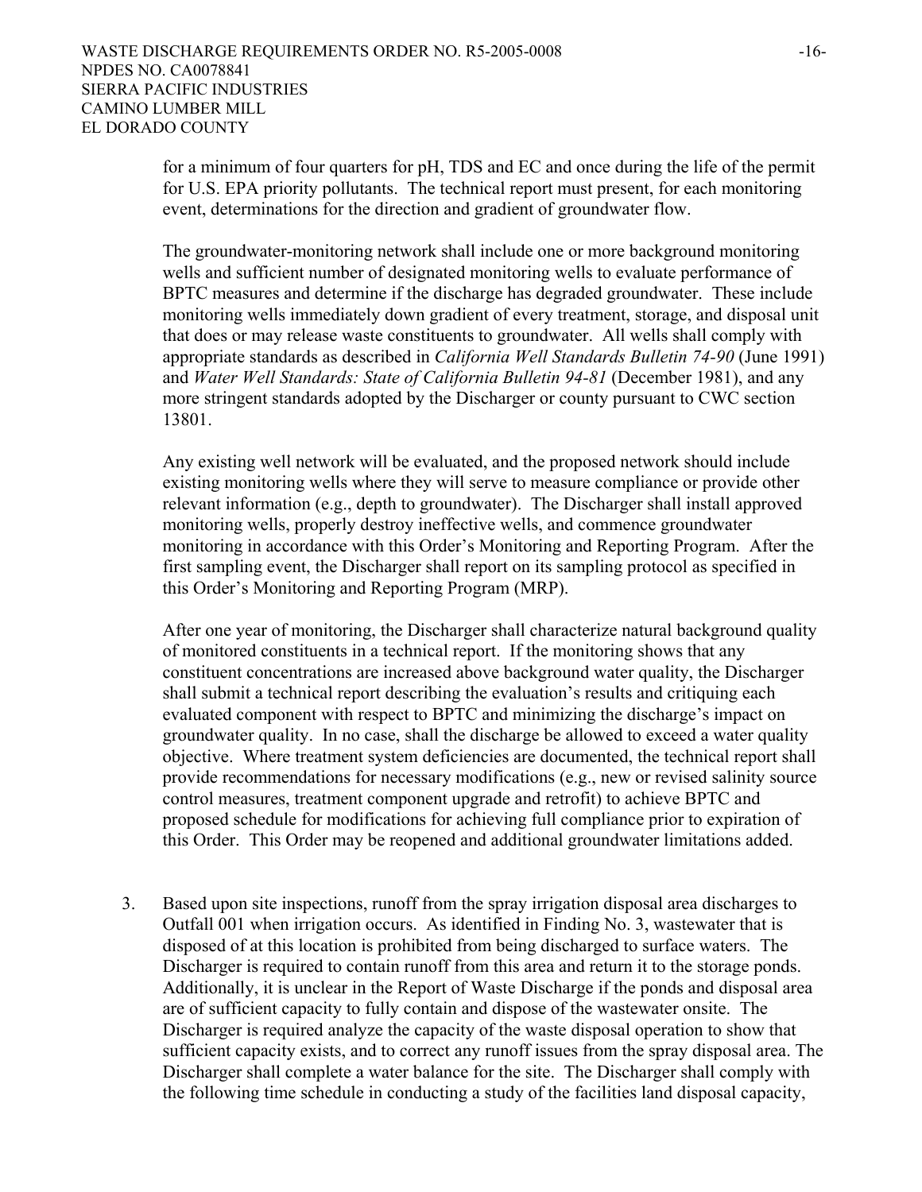for a minimum of four quarters for pH, TDS and EC and once during the life of the permit for U.S. EPA priority pollutants. The technical report must present, for each monitoring event, determinations for the direction and gradient of groundwater flow.

The groundwater-monitoring network shall include one or more background monitoring wells and sufficient number of designated monitoring wells to evaluate performance of BPTC measures and determine if the discharge has degraded groundwater. These include monitoring wells immediately down gradient of every treatment, storage, and disposal unit that does or may release waste constituents to groundwater. All wells shall comply with appropriate standards as described in *California Well Standards Bulletin 74-90* (June 1991) and *Water Well Standards: State of California Bulletin 94-81* (December 1981), and any more stringent standards adopted by the Discharger or county pursuant to CWC section 13801.

Any existing well network will be evaluated, and the proposed network should include existing monitoring wells where they will serve to measure compliance or provide other relevant information (e.g., depth to groundwater). The Discharger shall install approved monitoring wells, properly destroy ineffective wells, and commence groundwater monitoring in accordance with this Order's Monitoring and Reporting Program. After the first sampling event, the Discharger shall report on its sampling protocol as specified in this Order's Monitoring and Reporting Program (MRP).

After one year of monitoring, the Discharger shall characterize natural background quality of monitored constituents in a technical report. If the monitoring shows that any constituent concentrations are increased above background water quality, the Discharger shall submit a technical report describing the evaluation's results and critiquing each evaluated component with respect to BPTC and minimizing the discharge's impact on groundwater quality. In no case, shall the discharge be allowed to exceed a water quality objective. Where treatment system deficiencies are documented, the technical report shall provide recommendations for necessary modifications (e.g., new or revised salinity source control measures, treatment component upgrade and retrofit) to achieve BPTC and proposed schedule for modifications for achieving full compliance prior to expiration of this Order. This Order may be reopened and additional groundwater limitations added.

3. Based upon site inspections, runoff from the spray irrigation disposal area discharges to Outfall 001 when irrigation occurs. As identified in Finding No. 3, wastewater that is disposed of at this location is prohibited from being discharged to surface waters. The Discharger is required to contain runoff from this area and return it to the storage ponds. Additionally, it is unclear in the Report of Waste Discharge if the ponds and disposal area are of sufficient capacity to fully contain and dispose of the wastewater onsite. The Discharger is required analyze the capacity of the waste disposal operation to show that sufficient capacity exists, and to correct any runoff issues from the spray disposal area. The Discharger shall complete a water balance for the site. The Discharger shall comply with the following time schedule in conducting a study of the facilities land disposal capacity,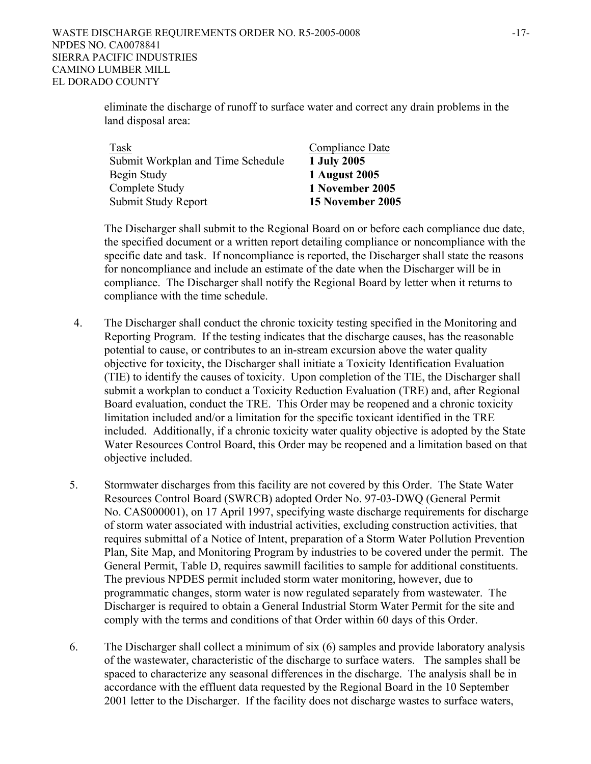eliminate the discharge of runoff to surface water and correct any drain problems in the land disposal area:

| Task | Compliance Date |
| --- | --- |
| Submit Workplan and Time Schedule | **1 July 2005** |
| Begin Study | **1 August 2005** |
| Complete Study | **1 November 2005** |
| Submit Study Report | **15 November 2005** |

The Discharger shall submit to the Regional Board on or before each compliance due date, the specified document or a written report detailing compliance or noncompliance with the specific date and task. If noncompliance is reported, the Discharger shall state the reasons for noncompliance and include an estimate of the date when the Discharger will be in compliance. The Discharger shall notify the Regional Board by letter when it returns to compliance with the time schedule.

4. The Discharger shall conduct the chronic toxicity testing specified in the Monitoring and Reporting Program. If the testing indicates that the discharge causes, has the reasonable potential to cause, or contributes to an in-stream excursion above the water quality objective for toxicity, the Discharger shall initiate a Toxicity Identification Evaluation (TIE) to identify the causes of toxicity. Upon completion of the TIE, the Discharger shall submit a workplan to conduct a Toxicity Reduction Evaluation (TRE) and, after Regional Board evaluation, conduct the TRE. This Order may be reopened and a chronic toxicity limitation included and/or a limitation for the specific toxicant identified in the TRE included. Additionally, if a chronic toxicity water quality objective is adopted by the State Water Resources Control Board, this Order may be reopened and a limitation based on that objective included.

5. Stormwater discharges from this facility are not covered by this Order. The State Water Resources Control Board (SWRCB) adopted Order No. 97-03-DWQ (General Permit No. CAS000001), on 17 April 1997, specifying waste discharge requirements for discharge of storm water associated with industrial activities, excluding construction activities, that requires submittal of a Notice of Intent, preparation of a Storm Water Pollution Prevention Plan, Site Map, and Monitoring Program by industries to be covered under the permit. The General Permit, Table D, requires sawmill facilities to sample for additional constituents. The previous NPDES permit included storm water monitoring, however, due to programmatic changes, storm water is now regulated separately from wastewater. The Discharger is required to obtain a General Industrial Storm Water Permit for the site and comply with the terms and conditions of that Order within 60 days of this Order.

6. The Discharger shall collect a minimum of six (6) samples and provide laboratory analysis of the wastewater, characteristic of the discharge to surface waters. The samples shall be spaced to characterize any seasonal differences in the discharge. The analysis shall be in accordance with the effluent data requested by the Regional Board in the 10 September 2001 letter to the Discharger. If the facility does not discharge wastes to surface waters,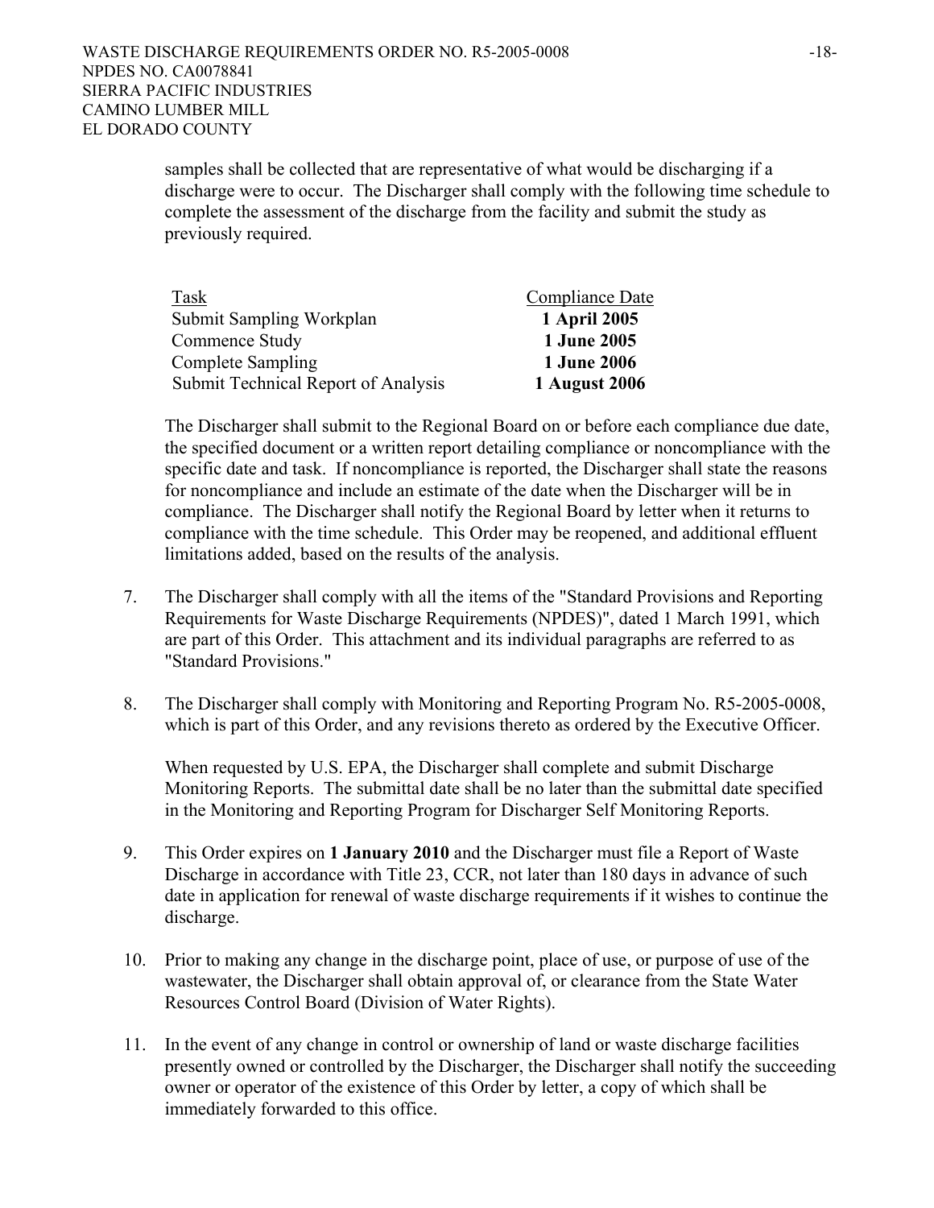samples shall be collected that are representative of what would be discharging if a discharge were to occur. The Discharger shall comply with the following time schedule to complete the assessment of the discharge from the facility and submit the study as previously required.

| Task | Compliance Date |
|---|---|
| Submit Sampling Workplan | **1 April 2005** |
| Commence Study | **1 June 2005** |
| Complete Sampling | **1 June 2006** |
| Submit Technical Report of Analysis | **1 August 2006** |

The Discharger shall submit to the Regional Board on or before each compliance due date, the specified document or a written report detailing compliance or noncompliance with the specific date and task. If noncompliance is reported, the Discharger shall state the reasons for noncompliance and include an estimate of the date when the Discharger will be in compliance. The Discharger shall notify the Regional Board by letter when it returns to compliance with the time schedule. This Order may be reopened, and additional effluent limitations added, based on the results of the analysis.

7. The Discharger shall comply with all the items of the "Standard Provisions and Reporting Requirements for Waste Discharge Requirements (NPDES)", dated 1 March 1991, which are part of this Order. This attachment and its individual paragraphs are referred to as "Standard Provisions."

8. The Discharger shall comply with Monitoring and Reporting Program No. R5-2005-0008, which is part of this Order, and any revisions thereto as ordered by the Executive Officer.

   When requested by U.S. EPA, the Discharger shall complete and submit Discharge Monitoring Reports. The submittal date shall be no later than the submittal date specified in the Monitoring and Reporting Program for Discharger Self Monitoring Reports.

9. This Order expires on **1 January 2010** and the Discharger must file a Report of Waste Discharge in accordance with Title 23, CCR, not later than 180 days in advance of such date in application for renewal of waste discharge requirements if it wishes to continue the discharge.

10. Prior to making any change in the discharge point, place of use, or purpose of use of the wastewater, the Discharger shall obtain approval of, or clearance from the State Water Resources Control Board (Division of Water Rights).

11. In the event of any change in control or ownership of land or waste discharge facilities presently owned or controlled by the Discharger, the Discharger shall notify the succeeding owner or operator of the existence of this Order by letter, a copy of which shall be immediately forwarded to this office.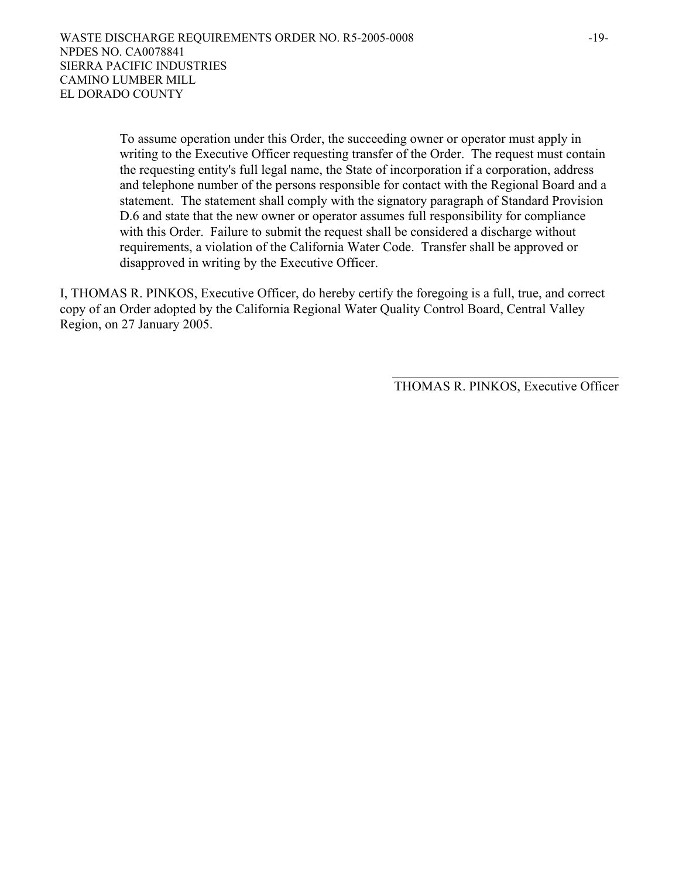To assume operation under this Order, the succeeding owner or operator must apply in writing to the Executive Officer requesting transfer of the Order. The request must contain the requesting entity's full legal name, the State of incorporation if a corporation, address and telephone number of the persons responsible for contact with the Regional Board and a statement. The statement shall comply with the signatory paragraph of Standard Provision D.6 and state that the new owner or operator assumes full responsibility for compliance with this Order. Failure to submit the request shall be considered a discharge without requirements, a violation of the California Water Code. Transfer shall be approved or disapproved in writing by the Executive Officer.

I, THOMAS R. PINKOS, Executive Officer, do hereby certify the foregoing is a full, true, and correct copy of an Order adopted by the California Regional Water Quality Control Board, Central Valley Region, on 27 January 2005.

_______________________________

THOMAS R. PINKOS, Executive Officer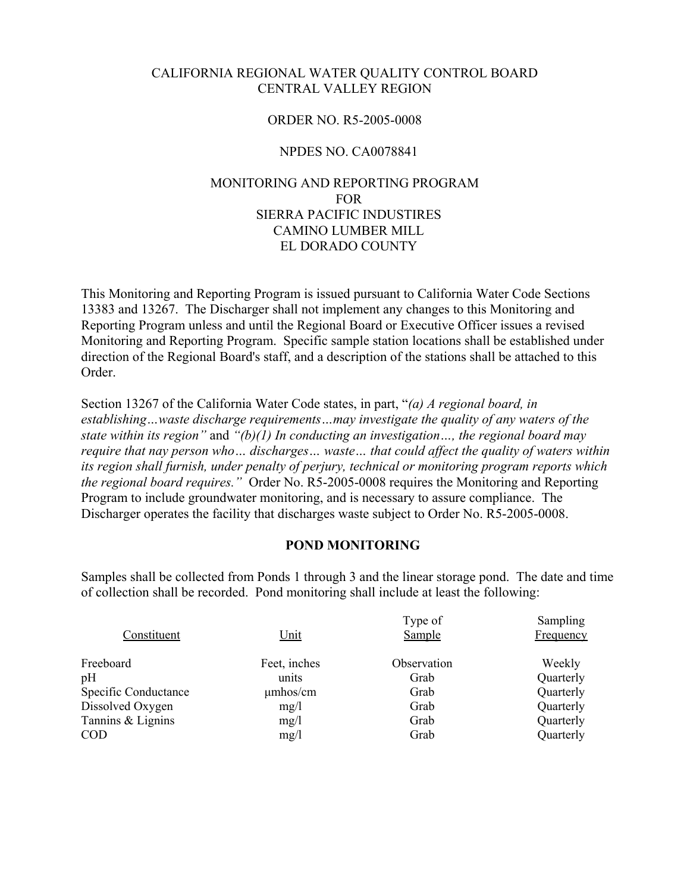CALIFORNIA REGIONAL WATER QUALITY CONTROL BOARD
CENTRAL VALLEY REGION

ORDER NO. R5-2005-0008

NPDES NO. CA0078841

MONITORING AND REPORTING PROGRAM
FOR
SIERRA PACIFIC INDUSTIRES
CAMINO LUMBER MILL
EL DORADO COUNTY

This Monitoring and Reporting Program is issued pursuant to California Water Code Sections 13383 and 13267. The Discharger shall not implement any changes to this Monitoring and Reporting Program unless and until the Regional Board or Executive Officer issues a revised Monitoring and Reporting Program. Specific sample station locations shall be established under direction of the Regional Board's staff, and a description of the stations shall be attached to this Order.

Section 13267 of the California Water Code states, in part, "*(a) A regional board, in establishing…waste discharge requirements…may investigate the quality of any waters of the state within its region*" and *"(b)(1) In conducting an investigation…, the regional board may require that nay person who… discharges… waste… that could affect the quality of waters within its region shall furnish, under penalty of perjury, technical or monitoring program reports which the regional board requires."* Order No. R5-2005-0008 requires the Monitoring and Reporting Program to include groundwater monitoring, and is necessary to assure compliance. The Discharger operates the facility that discharges waste subject to Order No. R5-2005-0008.

**POND MONITORING**

Samples shall be collected from Ponds 1 through 3 and the linear storage pond. The date and time of collection shall be recorded. Pond monitoring shall include at least the following:

| Constituent | Unit | Type of Sample | Sampling Frequency |
|---|---|---|---|
| Freeboard | Feet, inches | Observation | Weekly |
| pH | units | Grab | Quarterly |
| Specific Conductance | µmhos/cm | Grab | Quarterly |
| Dissolved Oxygen | mg/l | Grab | Quarterly |
| Tannins & Lignins | mg/l | Grab | Quarterly |
| COD | mg/l | Grab | Quarterly |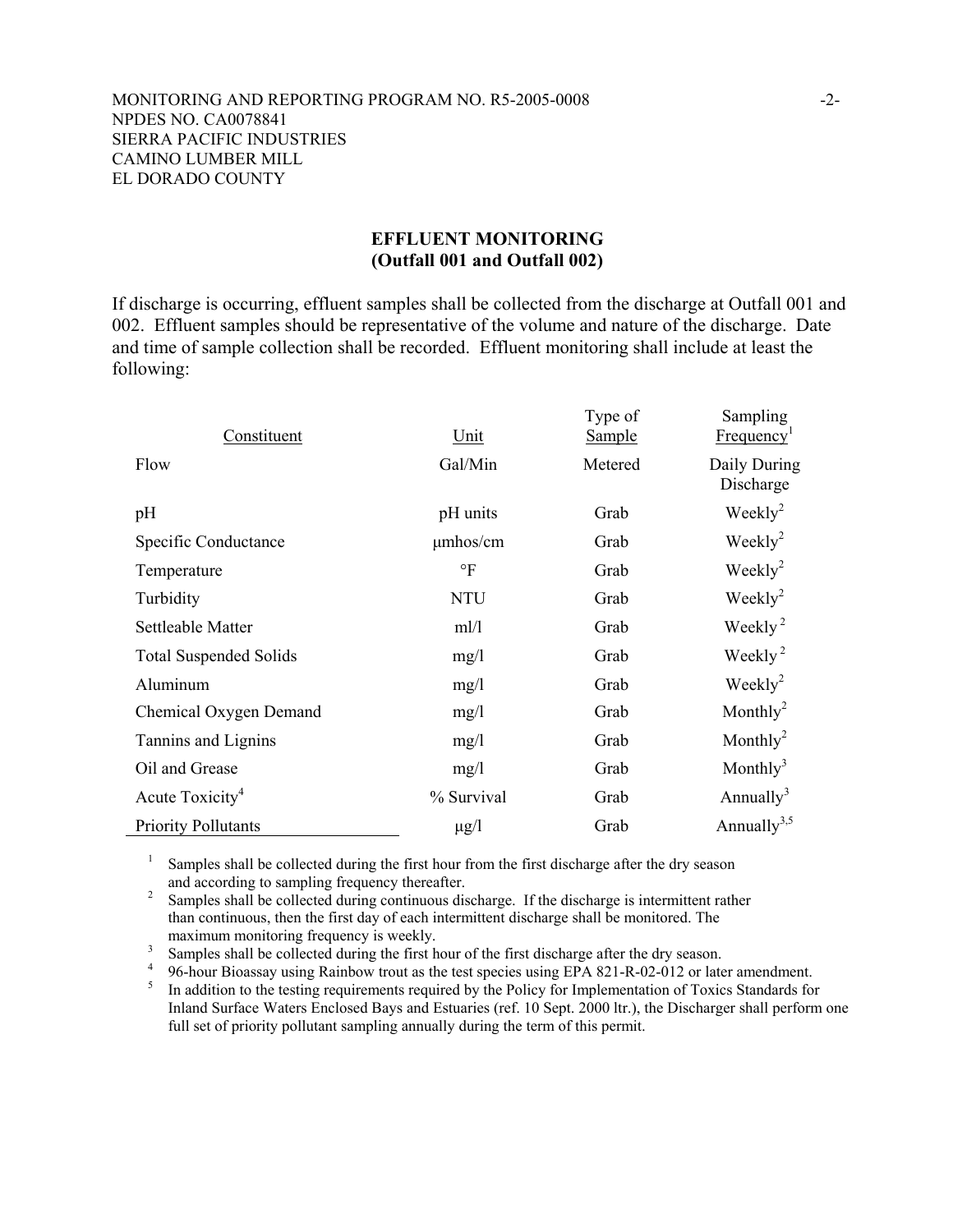## EFFLUENT MONITORING
## (Outfall 001 and Outfall 002)

If discharge is occurring, effluent samples shall be collected from the discharge at Outfall 001 and 002. Effluent samples should be representative of the volume and nature of the discharge. Date and time of sample collection shall be recorded. Effluent monitoring shall include at least the following:

| Constituent | Unit | Type of Sample | Sampling Frequency[1] |
|---|---|---|---|
| Flow | Gal/Min | Metered | Daily During Discharge |
| pH | pH units | Grab | Weekly[2] |
| Specific Conductance | μmhos/cm | Grab | Weekly[2] |
| Temperature | °F | Grab | Weekly[2] |
| Turbidity | NTU | Grab | Weekly[2] |
| Settleable Matter | ml/l | Grab | Weekly[2] |
| Total Suspended Solids | mg/l | Grab | Weekly[2] |
| Aluminum | mg/l | Grab | Weekly[2] |
| Chemical Oxygen Demand | mg/l | Grab | Monthly[2] |
| Tannins and Lignins | mg/l | Grab | Monthly[2] |
| Oil and Grease | mg/l | Grab | Monthly[3] |
| Acute Toxicity[4] | % Survival | Grab | Annually[3] |
| Priority Pollutants | μg/l | Grab | Annually[3,5] |

[1] Samples shall be collected during the first hour from the first discharge after the dry season and according to sampling frequency thereafter.

[2] Samples shall be collected during continuous discharge. If the discharge is intermittent rather than continuous, then the first day of each intermittent discharge shall be monitored. The maximum monitoring frequency is weekly.

[3] Samples shall be collected during the first hour of the first discharge after the dry season.

[4] 96-hour Bioassay using Rainbow trout as the test species using EPA 821-R-02-012 or later amendment.

[5] In addition to the testing requirements required by the Policy for Implementation of Toxics Standards for Inland Surface Waters Enclosed Bays and Estuaries (ref. 10 Sept. 2000 ltr.), the Discharger shall perform one full set of priority pollutant sampling annually during the term of this permit.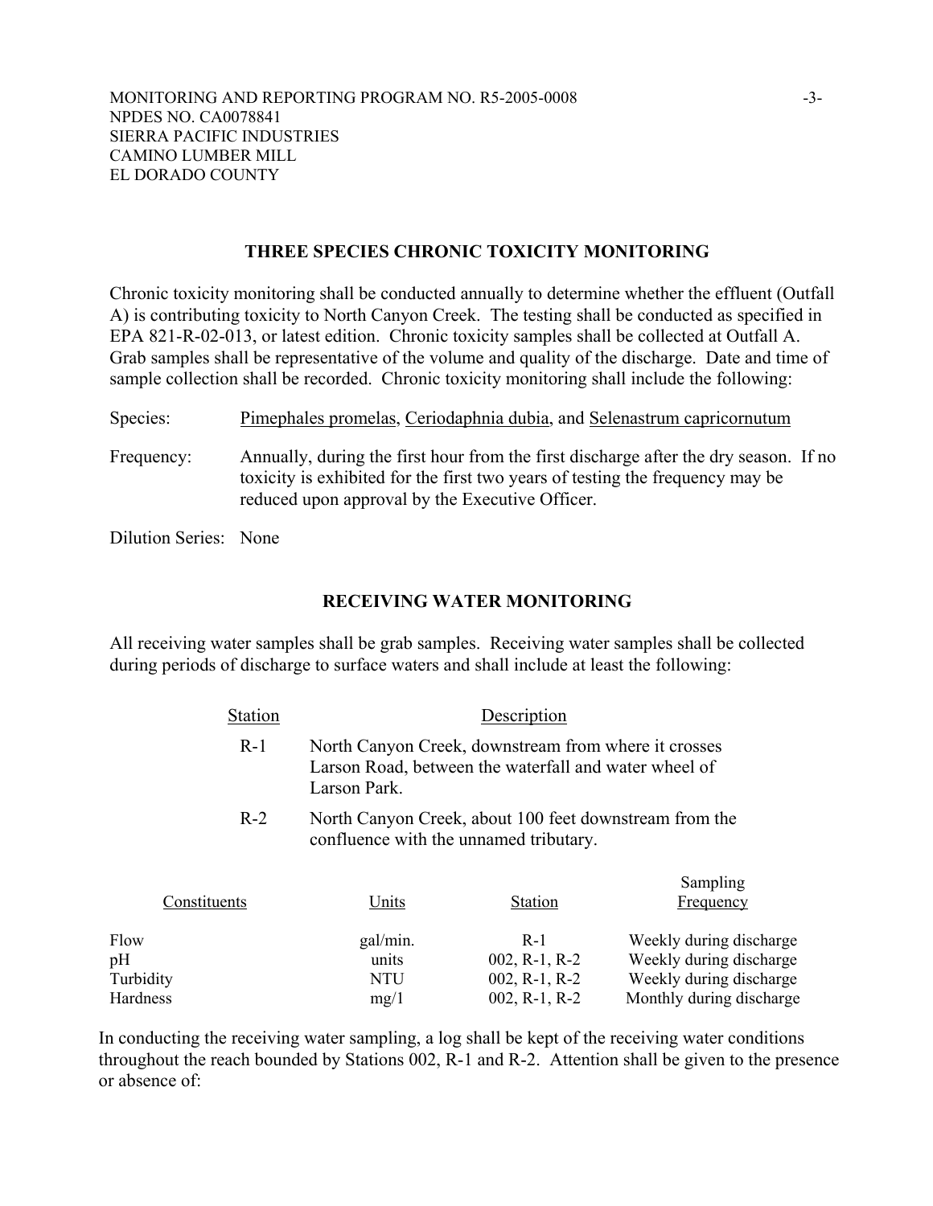## THREE SPECIES CHRONIC TOXICITY MONITORING

Chronic toxicity monitoring shall be conducted annually to determine whether the effluent (Outfall A) is contributing toxicity to North Canyon Creek. The testing shall be conducted as specified in EPA 821-R-02-013, or latest edition. Chronic toxicity samples shall be collected at Outfall A. Grab samples shall be representative of the volume and quality of the discharge. Date and time of sample collection shall be recorded. Chronic toxicity monitoring shall include the following:

Species: Pimephales promelas, Ceriodaphnia dubia, and Selenastrum capricornutum

Frequency: Annually, during the first hour from the first discharge after the dry season. If no toxicity is exhibited for the first two years of testing the frequency may be reduced upon approval by the Executive Officer.

Dilution Series: None

## RECEIVING WATER MONITORING

All receiving water samples shall be grab samples. Receiving water samples shall be collected during periods of discharge to surface waters and shall include at least the following:

| Station | Description |
|---|---|
| R-1 | North Canyon Creek, downstream from where it crosses Larson Road, between the waterfall and water wheel of Larson Park. |
| R-2 | North Canyon Creek, about 100 feet downstream from the confluence with the unnamed tributary. |

| Constituents | Units | Station | Sampling Frequency |
|---|---|---|---|
| Flow | gal/min. | R-1 | Weekly during discharge |
| pH | units | 002, R-1, R-2 | Weekly during discharge |
| Turbidity | NTU | 002, R-1, R-2 | Weekly during discharge |
| Hardness | mg/1 | 002, R-1, R-2 | Monthly during discharge |

In conducting the receiving water sampling, a log shall be kept of the receiving water conditions throughout the reach bounded by Stations 002, R-1 and R-2. Attention shall be given to the presence or absence of: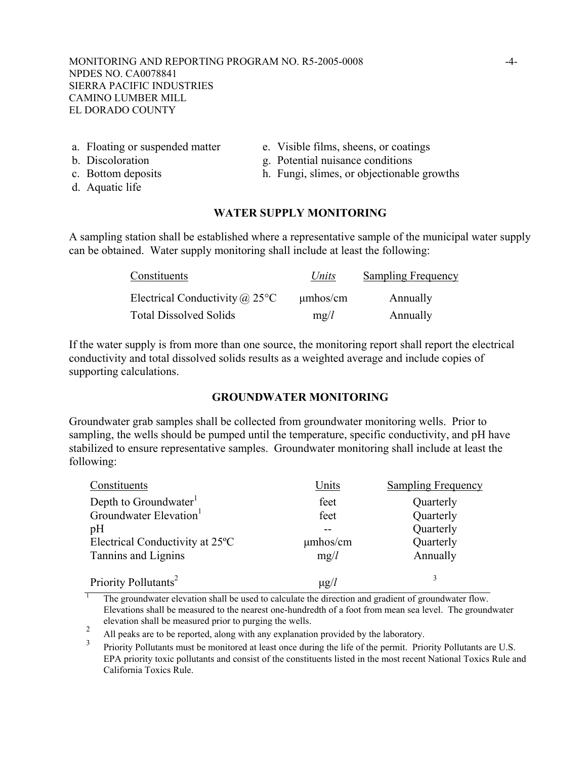a. Floating or suspended matter
b. Discoloration
c. Bottom deposits
d. Aquatic life
e. Visible films, sheens, or coatings
g. Potential nuisance conditions
h. Fungi, slimes, or objectionable growths

## WATER SUPPLY MONITORING

A sampling station shall be established where a representative sample of the municipal water supply can be obtained. Water supply monitoring shall include at least the following:

| Constituents | *Units* | Sampling Frequency |
|---|---|---|
| Electrical Conductivity @ 25°C | μmhos/cm | Annually |
| Total Dissolved Solids | mg/*l* | Annually |

If the water supply is from more than one source, the monitoring report shall report the electrical conductivity and total dissolved solids results as a weighted average and include copies of supporting calculations.

## GROUNDWATER MONITORING

Groundwater grab samples shall be collected from groundwater monitoring wells. Prior to sampling, the wells should be pumped until the temperature, specific conductivity, and pH have stabilized to ensure representative samples. Groundwater monitoring shall include at least the following:

| Constituents | Units | Sampling Frequency |
|---|---|---|
| Depth to Groundwater[1] | feet | Quarterly |
| Groundwater Elevation[1] | feet | Quarterly |
| pH | -- | Quarterly |
| Electrical Conductivity at 25ºC | μmhos/cm | Quarterly |
| Tannins and Lignins | mg/*l* | Annually |
| Priority Pollutants[2] | μg/*l* | [3] |

[1] The groundwater elevation shall be used to calculate the direction and gradient of groundwater flow. Elevations shall be measured to the nearest one-hundredth of a foot from mean sea level. The groundwater elevation shall be measured prior to purging the wells.

[2] All peaks are to be reported, along with any explanation provided by the laboratory.

[3] Priority Pollutants must be monitored at least once during the life of the permit. Priority Pollutants are U.S. EPA priority toxic pollutants and consist of the constituents listed in the most recent National Toxics Rule and California Toxics Rule.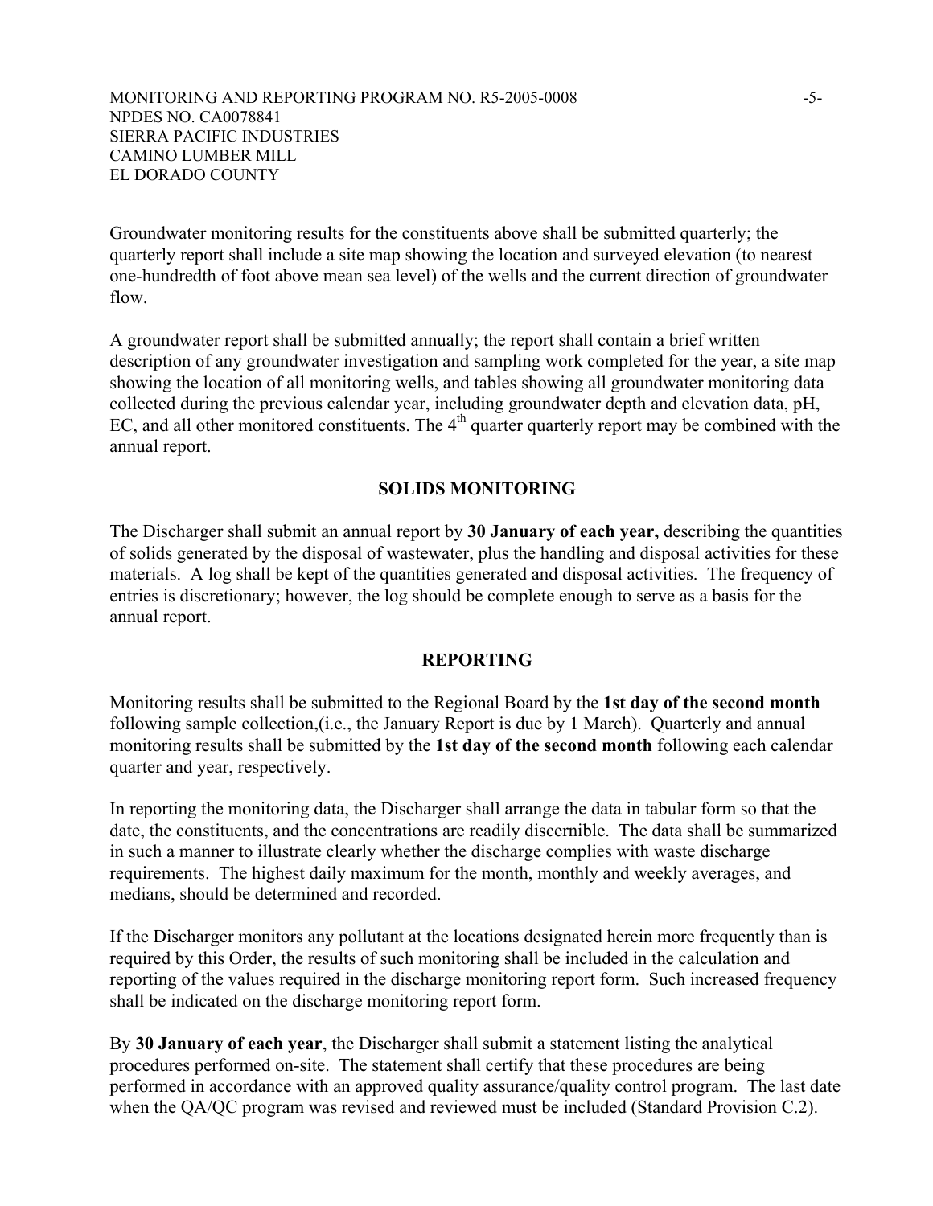Groundwater monitoring results for the constituents above shall be submitted quarterly; the quarterly report shall include a site map showing the location and surveyed elevation (to nearest one-hundredth of foot above mean sea level) of the wells and the current direction of groundwater flow.

A groundwater report shall be submitted annually; the report shall contain a brief written description of any groundwater investigation and sampling work completed for the year, a site map showing the location of all monitoring wells, and tables showing all groundwater monitoring data collected during the previous calendar year, including groundwater depth and elevation data, pH, EC, and all other monitored constituents. The 4th quarter quarterly report may be combined with the annual report.

## SOLIDS MONITORING

The Discharger shall submit an annual report by **30 January of each year,** describing the quantities of solids generated by the disposal of wastewater, plus the handling and disposal activities for these materials. A log shall be kept of the quantities generated and disposal activities. The frequency of entries is discretionary; however, the log should be complete enough to serve as a basis for the annual report.

## REPORTING

Monitoring results shall be submitted to the Regional Board by the **1st day of the second month** following sample collection,(i.e., the January Report is due by 1 March). Quarterly and annual monitoring results shall be submitted by the **1st day of the second month** following each calendar quarter and year, respectively.

In reporting the monitoring data, the Discharger shall arrange the data in tabular form so that the date, the constituents, and the concentrations are readily discernible. The data shall be summarized in such a manner to illustrate clearly whether the discharge complies with waste discharge requirements. The highest daily maximum for the month, monthly and weekly averages, and medians, should be determined and recorded.

If the Discharger monitors any pollutant at the locations designated herein more frequently than is required by this Order, the results of such monitoring shall be included in the calculation and reporting of the values required in the discharge monitoring report form. Such increased frequency shall be indicated on the discharge monitoring report form.

By **30 January of each year**, the Discharger shall submit a statement listing the analytical procedures performed on-site. The statement shall certify that these procedures are being performed in accordance with an approved quality assurance/quality control program. The last date when the QA/QC program was revised and reviewed must be included (Standard Provision C.2).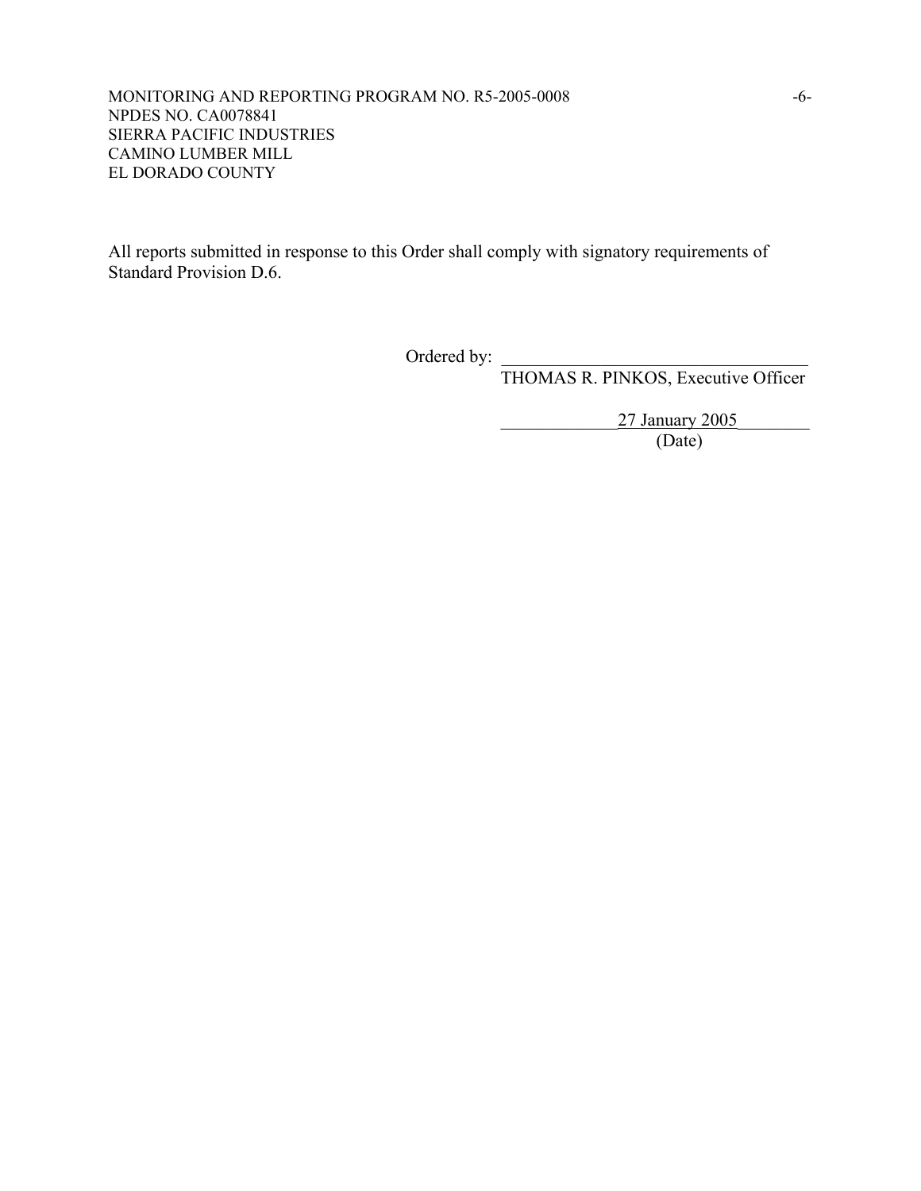All reports submitted in response to this Order shall comply with signatory requirements of Standard Provision D.6.

Ordered by: ___________________________________
THOMAS R. PINKOS, Executive Officer

27 January 2005
(Date)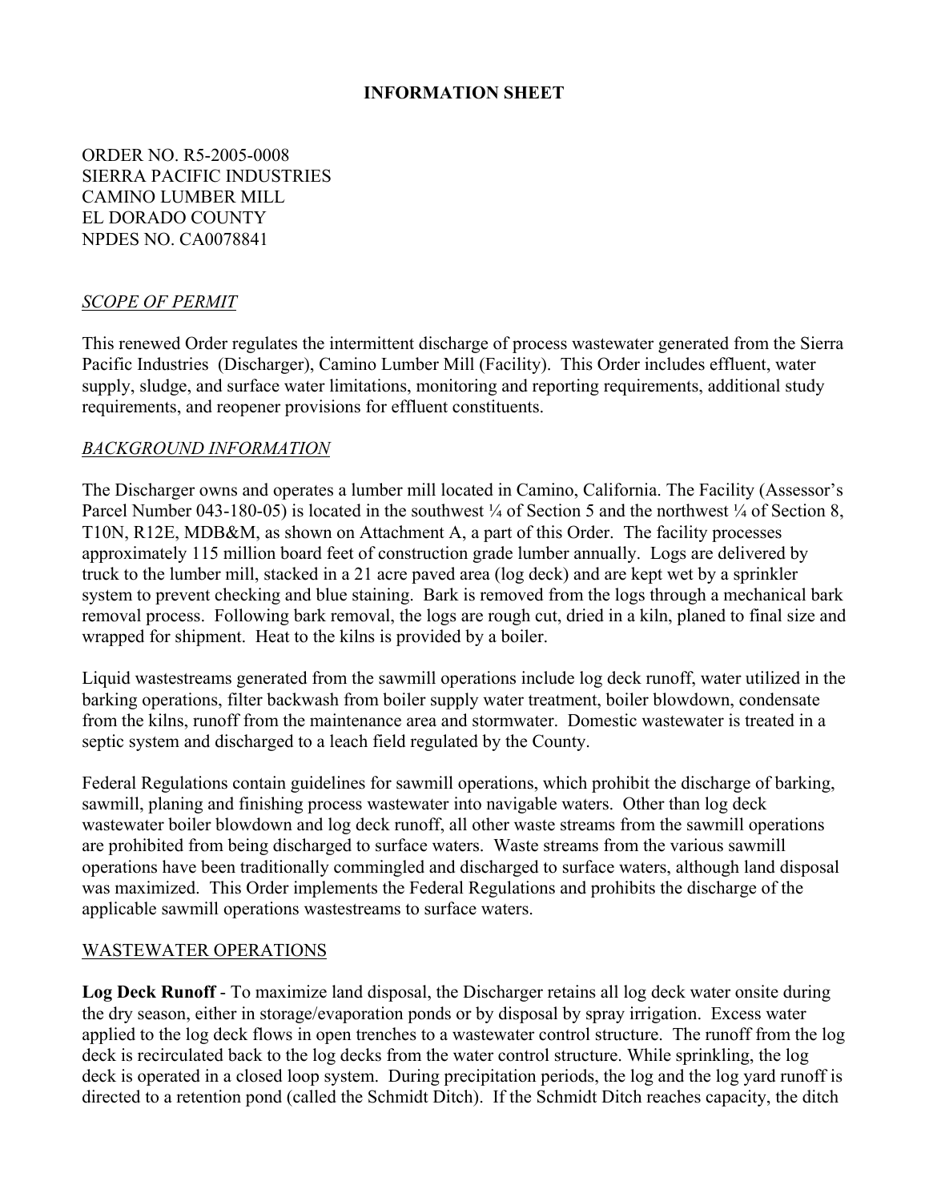# INFORMATION SHEET

ORDER NO. R5-2005-0008
SIERRA PACIFIC INDUSTRIES
CAMINO LUMBER MILL
EL DORADO COUNTY
NPDES NO. CA0078841

## *SCOPE OF PERMIT*

This renewed Order regulates the intermittent discharge of process wastewater generated from the Sierra Pacific Industries (Discharger), Camino Lumber Mill (Facility). This Order includes effluent, water supply, sludge, and surface water limitations, monitoring and reporting requirements, additional study requirements, and reopener provisions for effluent constituents.

## *BACKGROUND INFORMATION*

The Discharger owns and operates a lumber mill located in Camino, California. The Facility (Assessor's Parcel Number 043-180-05) is located in the southwest ¼ of Section 5 and the northwest ¼ of Section 8, T10N, R12E, MDB&M, as shown on Attachment A, a part of this Order. The facility processes approximately 115 million board feet of construction grade lumber annually. Logs are delivered by truck to the lumber mill, stacked in a 21 acre paved area (log deck) and are kept wet by a sprinkler system to prevent checking and blue staining. Bark is removed from the logs through a mechanical bark removal process. Following bark removal, the logs are rough cut, dried in a kiln, planed to final size and wrapped for shipment. Heat to the kilns is provided by a boiler.

Liquid wastestreams generated from the sawmill operations include log deck runoff, water utilized in the barking operations, filter backwash from boiler supply water treatment, boiler blowdown, condensate from the kilns, runoff from the maintenance area and stormwater. Domestic wastewater is treated in a septic system and discharged to a leach field regulated by the County.

Federal Regulations contain guidelines for sawmill operations, which prohibit the discharge of barking, sawmill, planing and finishing process wastewater into navigable waters. Other than log deck wastewater boiler blowdown and log deck runoff, all other waste streams from the sawmill operations are prohibited from being discharged to surface waters. Waste streams from the various sawmill operations have been traditionally commingled and discharged to surface waters, although land disposal was maximized. This Order implements the Federal Regulations and prohibits the discharge of the applicable sawmill operations wastestreams to surface waters.

## WASTEWATER OPERATIONS

**Log Deck Runoff** - To maximize land disposal, the Discharger retains all log deck water onsite during the dry season, either in storage/evaporation ponds or by disposal by spray irrigation. Excess water applied to the log deck flows in open trenches to a wastewater control structure. The runoff from the log deck is recirculated back to the log decks from the water control structure. While sprinkling, the log deck is operated in a closed loop system. During precipitation periods, the log and the log yard runoff is directed to a retention pond (called the Schmidt Ditch). If the Schmidt Ditch reaches capacity, the ditch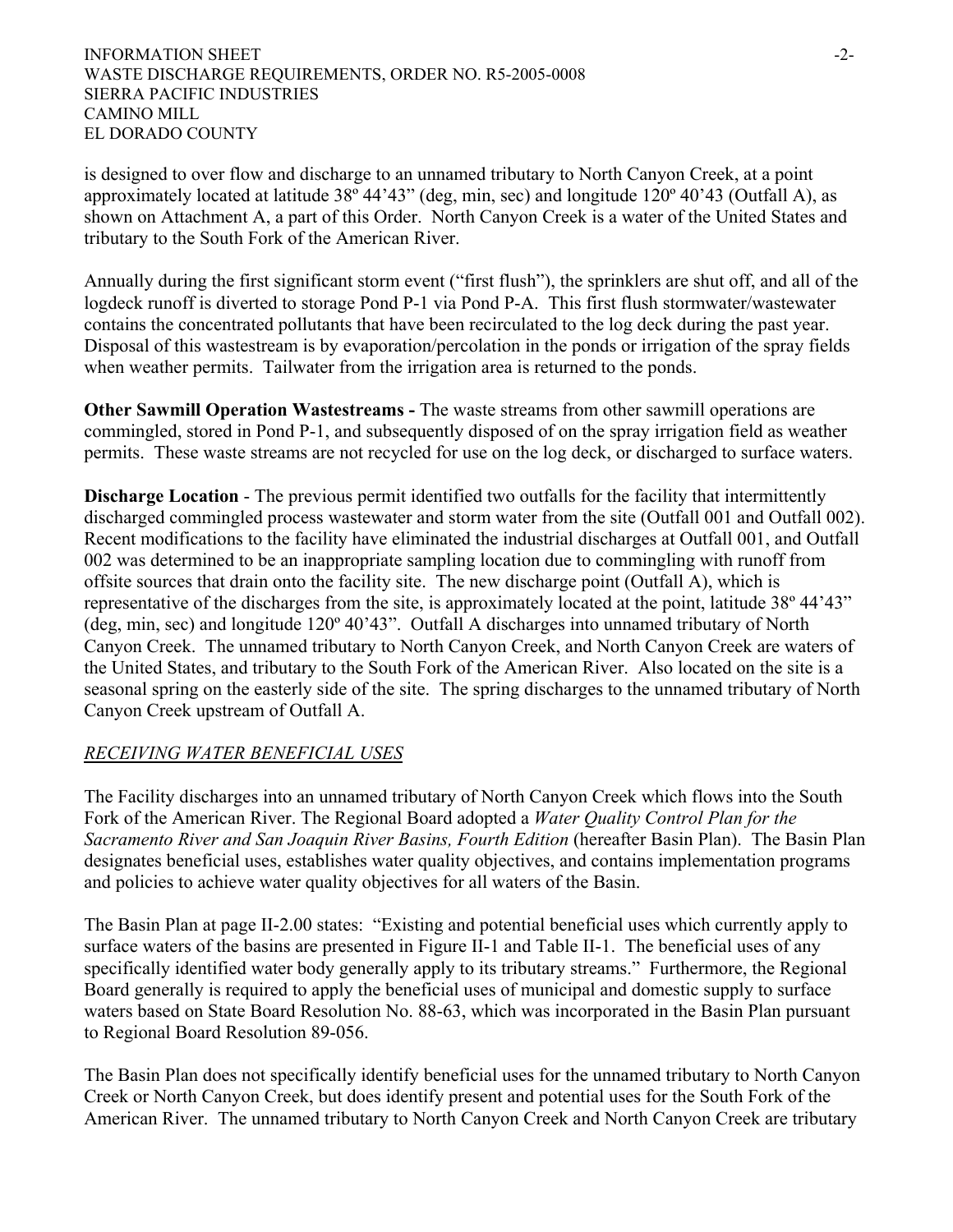is designed to over flow and discharge to an unnamed tributary to North Canyon Creek, at a point approximately located at latitude 38º 44'43" (deg, min, sec) and longitude 120º 40'43 (Outfall A), as shown on Attachment A, a part of this Order. North Canyon Creek is a water of the United States and tributary to the South Fork of the American River.

Annually during the first significant storm event ("first flush"), the sprinklers are shut off, and all of the logdeck runoff is diverted to storage Pond P-1 via Pond P-A. This first flush stormwater/wastewater contains the concentrated pollutants that have been recirculated to the log deck during the past year. Disposal of this wastestream is by evaporation/percolation in the ponds or irrigation of the spray fields when weather permits. Tailwater from the irrigation area is returned to the ponds.

**Other Sawmill Operation Wastestreams -** The waste streams from other sawmill operations are commingled, stored in Pond P-1, and subsequently disposed of on the spray irrigation field as weather permits. These waste streams are not recycled for use on the log deck, or discharged to surface waters.

**Discharge Location** - The previous permit identified two outfalls for the facility that intermittently discharged commingled process wastewater and storm water from the site (Outfall 001 and Outfall 002). Recent modifications to the facility have eliminated the industrial discharges at Outfall 001, and Outfall 002 was determined to be an inappropriate sampling location due to commingling with runoff from offsite sources that drain onto the facility site. The new discharge point (Outfall A), which is representative of the discharges from the site, is approximately located at the point, latitude 38º 44'43" (deg, min, sec) and longitude 120º 40'43". Outfall A discharges into unnamed tributary of North Canyon Creek. The unnamed tributary to North Canyon Creek, and North Canyon Creek are waters of the United States, and tributary to the South Fork of the American River. Also located on the site is a seasonal spring on the easterly side of the site. The spring discharges to the unnamed tributary of North Canyon Creek upstream of Outfall A.

*RECEIVING WATER BENEFICIAL USES*

The Facility discharges into an unnamed tributary of North Canyon Creek which flows into the South Fork of the American River. The Regional Board adopted a *Water Quality Control Plan for the Sacramento River and San Joaquin River Basins, Fourth Edition* (hereafter Basin Plan). The Basin Plan designates beneficial uses, establishes water quality objectives, and contains implementation programs and policies to achieve water quality objectives for all waters of the Basin.

The Basin Plan at page II-2.00 states: "Existing and potential beneficial uses which currently apply to surface waters of the basins are presented in Figure II-1 and Table II-1. The beneficial uses of any specifically identified water body generally apply to its tributary streams." Furthermore, the Regional Board generally is required to apply the beneficial uses of municipal and domestic supply to surface waters based on State Board Resolution No. 88-63, which was incorporated in the Basin Plan pursuant to Regional Board Resolution 89-056.

The Basin Plan does not specifically identify beneficial uses for the unnamed tributary to North Canyon Creek or North Canyon Creek, but does identify present and potential uses for the South Fork of the American River. The unnamed tributary to North Canyon Creek and North Canyon Creek are tributary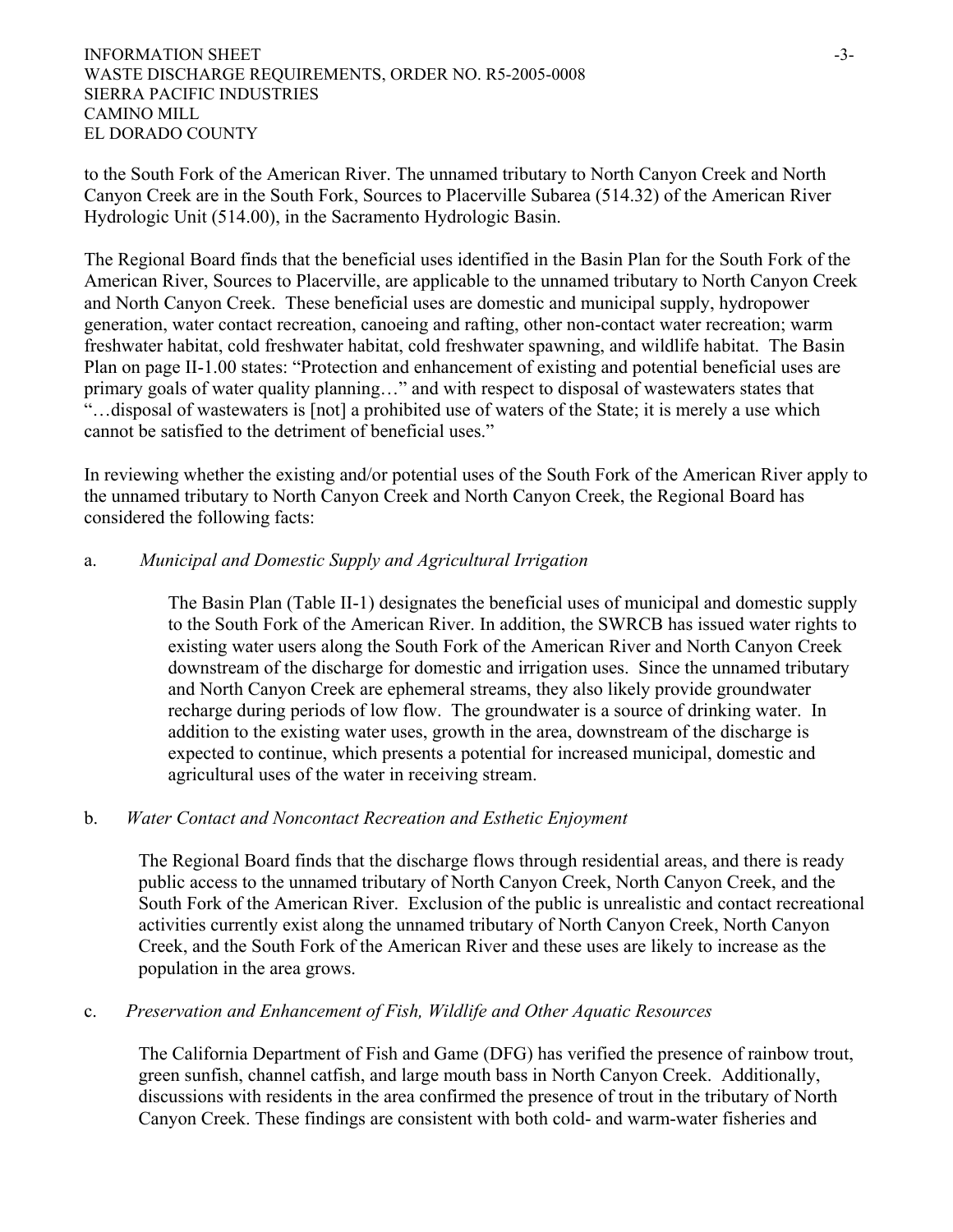to the South Fork of the American River. The unnamed tributary to North Canyon Creek and North Canyon Creek are in the South Fork, Sources to Placerville Subarea (514.32) of the American River Hydrologic Unit (514.00), in the Sacramento Hydrologic Basin.

The Regional Board finds that the beneficial uses identified in the Basin Plan for the South Fork of the American River, Sources to Placerville, are applicable to the unnamed tributary to North Canyon Creek and North Canyon Creek. These beneficial uses are domestic and municipal supply, hydropower generation, water contact recreation, canoeing and rafting, other non-contact water recreation; warm freshwater habitat, cold freshwater habitat, cold freshwater spawning, and wildlife habitat. The Basin Plan on page II-1.00 states: "Protection and enhancement of existing and potential beneficial uses are primary goals of water quality planning…" and with respect to disposal of wastewaters states that "…disposal of wastewaters is [not] a prohibited use of waters of the State; it is merely a use which cannot be satisfied to the detriment of beneficial uses."

In reviewing whether the existing and/or potential uses of the South Fork of the American River apply to the unnamed tributary to North Canyon Creek and North Canyon Creek, the Regional Board has considered the following facts:

a. *Municipal and Domestic Supply and Agricultural Irrigation*

The Basin Plan (Table II-1) designates the beneficial uses of municipal and domestic supply to the South Fork of the American River. In addition, the SWRCB has issued water rights to existing water users along the South Fork of the American River and North Canyon Creek downstream of the discharge for domestic and irrigation uses. Since the unnamed tributary and North Canyon Creek are ephemeral streams, they also likely provide groundwater recharge during periods of low flow. The groundwater is a source of drinking water. In addition to the existing water uses, growth in the area, downstream of the discharge is expected to continue, which presents a potential for increased municipal, domestic and agricultural uses of the water in receiving stream.

b. *Water Contact and Noncontact Recreation and Esthetic Enjoyment*

The Regional Board finds that the discharge flows through residential areas, and there is ready public access to the unnamed tributary of North Canyon Creek, North Canyon Creek, and the South Fork of the American River. Exclusion of the public is unrealistic and contact recreational activities currently exist along the unnamed tributary of North Canyon Creek, North Canyon Creek, and the South Fork of the American River and these uses are likely to increase as the population in the area grows.

c. *Preservation and Enhancement of Fish, Wildlife and Other Aquatic Resources*

The California Department of Fish and Game (DFG) has verified the presence of rainbow trout, green sunfish, channel catfish, and large mouth bass in North Canyon Creek. Additionally, discussions with residents in the area confirmed the presence of trout in the tributary of North Canyon Creek. These findings are consistent with both cold- and warm-water fisheries and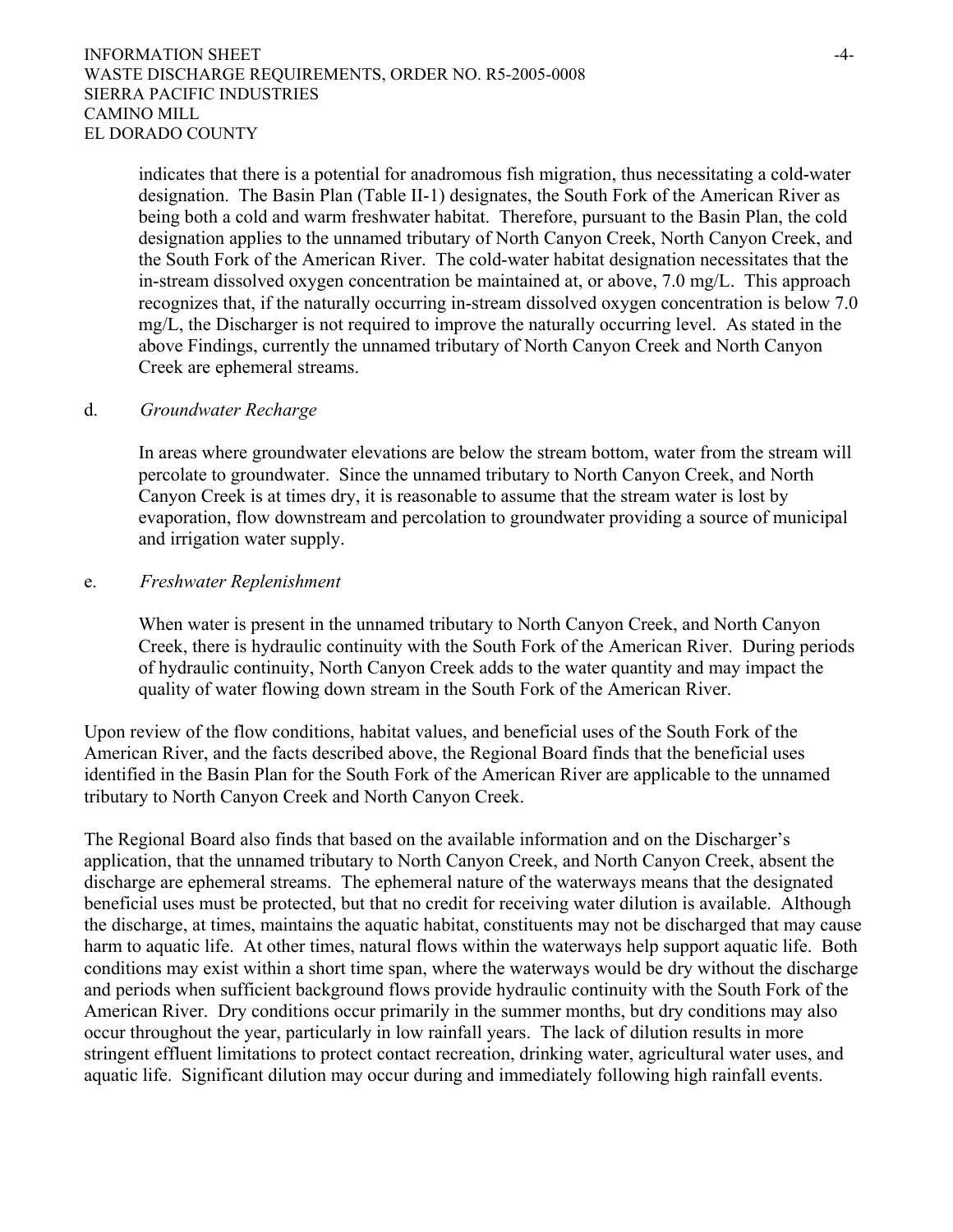indicates that there is a potential for anadromous fish migration, thus necessitating a cold-water designation. The Basin Plan (Table II-1) designates, the South Fork of the American River as being both a cold and warm freshwater habitat. Therefore, pursuant to the Basin Plan, the cold designation applies to the unnamed tributary of North Canyon Creek, North Canyon Creek, and the South Fork of the American River. The cold-water habitat designation necessitates that the in-stream dissolved oxygen concentration be maintained at, or above, 7.0 mg/L. This approach recognizes that, if the naturally occurring in-stream dissolved oxygen concentration is below 7.0 mg/L, the Discharger is not required to improve the naturally occurring level. As stated in the above Findings, currently the unnamed tributary of North Canyon Creek and North Canyon Creek are ephemeral streams.

d. *Groundwater Recharge*

In areas where groundwater elevations are below the stream bottom, water from the stream will percolate to groundwater. Since the unnamed tributary to North Canyon Creek, and North Canyon Creek is at times dry, it is reasonable to assume that the stream water is lost by evaporation, flow downstream and percolation to groundwater providing a source of municipal and irrigation water supply.

e. *Freshwater Replenishment*

When water is present in the unnamed tributary to North Canyon Creek, and North Canyon Creek, there is hydraulic continuity with the South Fork of the American River. During periods of hydraulic continuity, North Canyon Creek adds to the water quantity and may impact the quality of water flowing down stream in the South Fork of the American River.

Upon review of the flow conditions, habitat values, and beneficial uses of the South Fork of the American River, and the facts described above, the Regional Board finds that the beneficial uses identified in the Basin Plan for the South Fork of the American River are applicable to the unnamed tributary to North Canyon Creek and North Canyon Creek.

The Regional Board also finds that based on the available information and on the Discharger's application, that the unnamed tributary to North Canyon Creek, and North Canyon Creek, absent the discharge are ephemeral streams. The ephemeral nature of the waterways means that the designated beneficial uses must be protected, but that no credit for receiving water dilution is available. Although the discharge, at times, maintains the aquatic habitat, constituents may not be discharged that may cause harm to aquatic life. At other times, natural flows within the waterways help support aquatic life. Both conditions may exist within a short time span, where the waterways would be dry without the discharge and periods when sufficient background flows provide hydraulic continuity with the South Fork of the American River. Dry conditions occur primarily in the summer months, but dry conditions may also occur throughout the year, particularly in low rainfall years. The lack of dilution results in more stringent effluent limitations to protect contact recreation, drinking water, agricultural water uses, and aquatic life. Significant dilution may occur during and immediately following high rainfall events.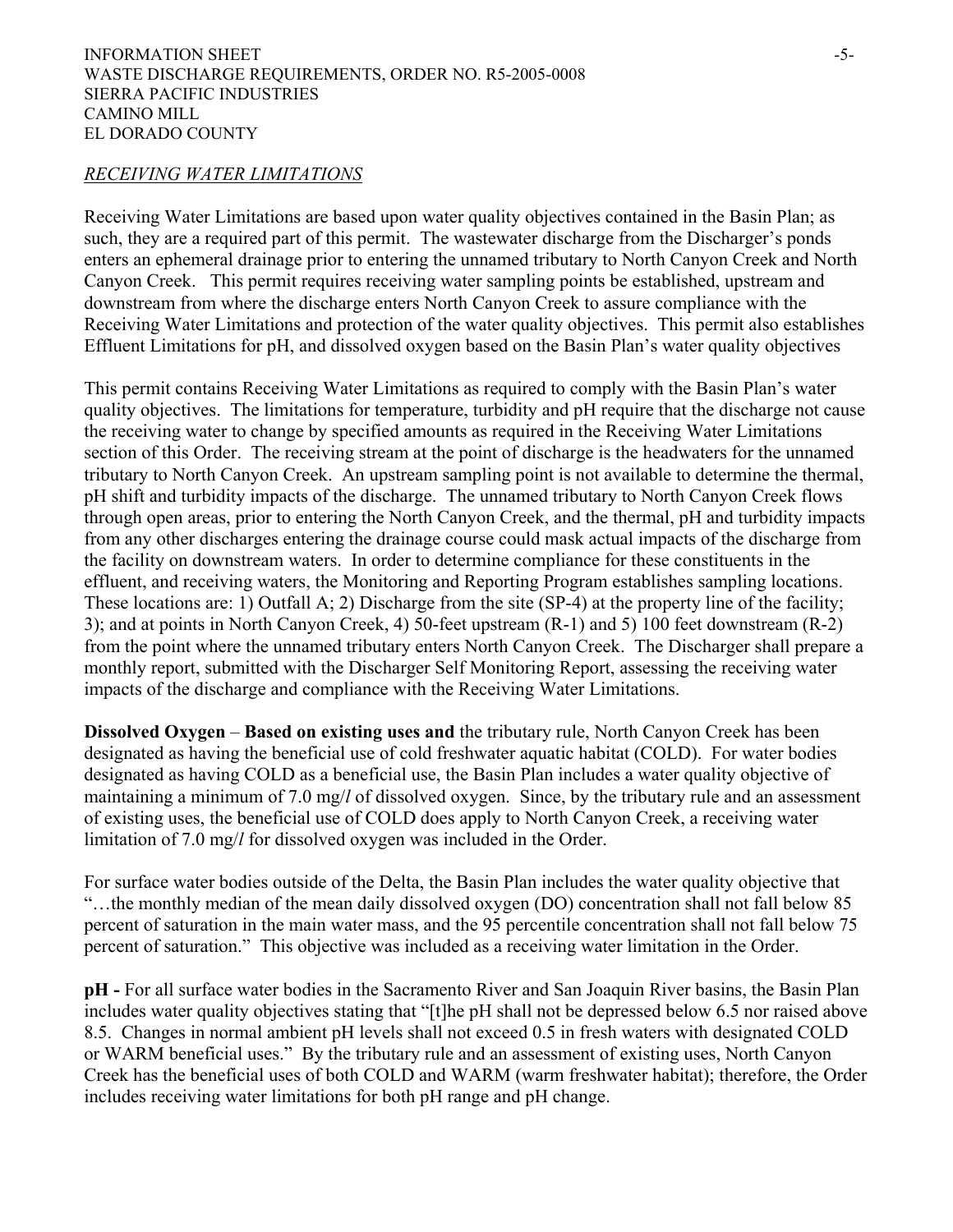*RECEIVING WATER LIMITATIONS*

Receiving Water Limitations are based upon water quality objectives contained in the Basin Plan; as such, they are a required part of this permit. The wastewater discharge from the Discharger's ponds enters an ephemeral drainage prior to entering the unnamed tributary to North Canyon Creek and North Canyon Creek. This permit requires receiving water sampling points be established, upstream and downstream from where the discharge enters North Canyon Creek to assure compliance with the Receiving Water Limitations and protection of the water quality objectives. This permit also establishes Effluent Limitations for pH, and dissolved oxygen based on the Basin Plan's water quality objectives

This permit contains Receiving Water Limitations as required to comply with the Basin Plan's water quality objectives. The limitations for temperature, turbidity and pH require that the discharge not cause the receiving water to change by specified amounts as required in the Receiving Water Limitations section of this Order. The receiving stream at the point of discharge is the headwaters for the unnamed tributary to North Canyon Creek. An upstream sampling point is not available to determine the thermal, pH shift and turbidity impacts of the discharge. The unnamed tributary to North Canyon Creek flows through open areas, prior to entering the North Canyon Creek, and the thermal, pH and turbidity impacts from any other discharges entering the drainage course could mask actual impacts of the discharge from the facility on downstream waters. In order to determine compliance for these constituents in the effluent, and receiving waters, the Monitoring and Reporting Program establishes sampling locations. These locations are: 1) Outfall A; 2) Discharge from the site (SP-4) at the property line of the facility; 3); and at points in North Canyon Creek, 4) 50-feet upstream (R-1) and 5) 100 feet downstream (R-2) from the point where the unnamed tributary enters North Canyon Creek. The Discharger shall prepare a monthly report, submitted with the Discharger Self Monitoring Report, assessing the receiving water impacts of the discharge and compliance with the Receiving Water Limitations.

**Dissolved Oxygen** – **Based on existing uses and** the tributary rule, North Canyon Creek has been designated as having the beneficial use of cold freshwater aquatic habitat (COLD). For water bodies designated as having COLD as a beneficial use, the Basin Plan includes a water quality objective of maintaining a minimum of 7.0 mg/*l* of dissolved oxygen. Since, by the tributary rule and an assessment of existing uses, the beneficial use of COLD does apply to North Canyon Creek, a receiving water limitation of 7.0 mg/*l* for dissolved oxygen was included in the Order.

For surface water bodies outside of the Delta, the Basin Plan includes the water quality objective that "…the monthly median of the mean daily dissolved oxygen (DO) concentration shall not fall below 85 percent of saturation in the main water mass, and the 95 percentile concentration shall not fall below 75 percent of saturation." This objective was included as a receiving water limitation in the Order.

**pH -** For all surface water bodies in the Sacramento River and San Joaquin River basins, the Basin Plan includes water quality objectives stating that "[t]he pH shall not be depressed below 6.5 nor raised above 8.5. Changes in normal ambient pH levels shall not exceed 0.5 in fresh waters with designated COLD or WARM beneficial uses." By the tributary rule and an assessment of existing uses, North Canyon Creek has the beneficial uses of both COLD and WARM (warm freshwater habitat); therefore, the Order includes receiving water limitations for both pH range and pH change.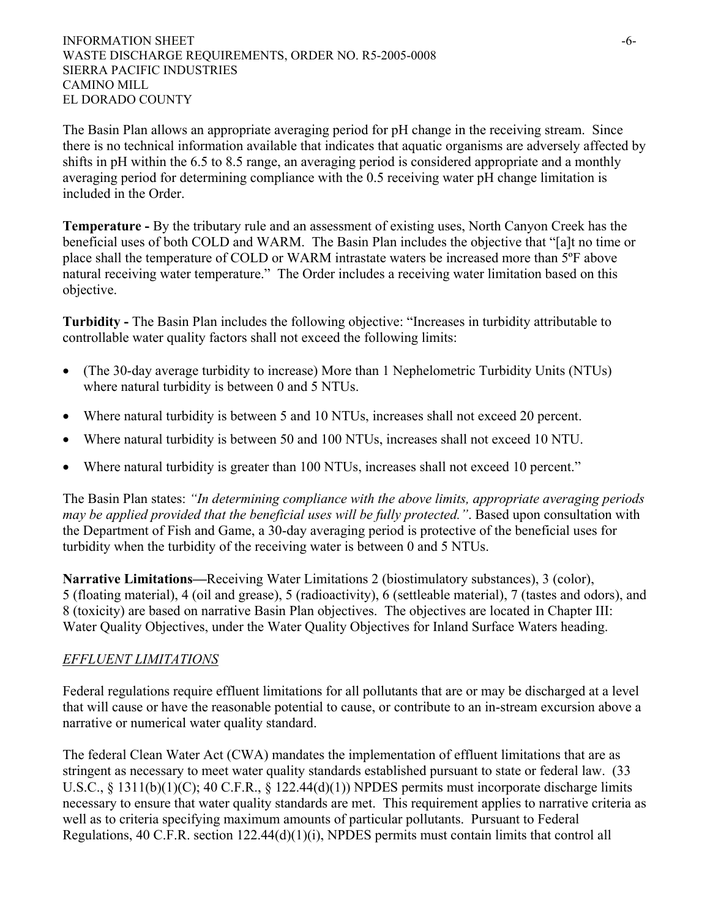The Basin Plan allows an appropriate averaging period for pH change in the receiving stream. Since there is no technical information available that indicates that aquatic organisms are adversely affected by shifts in pH within the 6.5 to 8.5 range, an averaging period is considered appropriate and a monthly averaging period for determining compliance with the 0.5 receiving water pH change limitation is included in the Order.

**Temperature -** By the tributary rule and an assessment of existing uses, North Canyon Creek has the beneficial uses of both COLD and WARM. The Basin Plan includes the objective that "[a]t no time or place shall the temperature of COLD or WARM intrastate waters be increased more than 5ºF above natural receiving water temperature." The Order includes a receiving water limitation based on this objective.

**Turbidity -** The Basin Plan includes the following objective: "Increases in turbidity attributable to controllable water quality factors shall not exceed the following limits:

- (The 30-day average turbidity to increase) More than 1 Nephelometric Turbidity Units (NTUs) where natural turbidity is between 0 and 5 NTUs.
- Where natural turbidity is between 5 and 10 NTUs, increases shall not exceed 20 percent.
- Where natural turbidity is between 50 and 100 NTUs, increases shall not exceed 10 NTU.
- Where natural turbidity is greater than 100 NTUs, increases shall not exceed 10 percent."

The Basin Plan states: *"In determining compliance with the above limits, appropriate averaging periods may be applied provided that the beneficial uses will be fully protected."*. Based upon consultation with the Department of Fish and Game, a 30-day averaging period is protective of the beneficial uses for turbidity when the turbidity of the receiving water is between 0 and 5 NTUs.

**Narrative Limitations—**Receiving Water Limitations 2 (biostimulatory substances), 3 (color), 5 (floating material), 4 (oil and grease), 5 (radioactivity), 6 (settleable material), 7 (tastes and odors), and 8 (toxicity) are based on narrative Basin Plan objectives. The objectives are located in Chapter III: Water Quality Objectives, under the Water Quality Objectives for Inland Surface Waters heading.

*EFFLUENT LIMITATIONS*

Federal regulations require effluent limitations for all pollutants that are or may be discharged at a level that will cause or have the reasonable potential to cause, or contribute to an in-stream excursion above a narrative or numerical water quality standard.

The federal Clean Water Act (CWA) mandates the implementation of effluent limitations that are as stringent as necessary to meet water quality standards established pursuant to state or federal law. (33 U.S.C., § 1311(b)(1)(C); 40 C.F.R., § 122.44(d)(1)) NPDES permits must incorporate discharge limits necessary to ensure that water quality standards are met. This requirement applies to narrative criteria as well as to criteria specifying maximum amounts of particular pollutants. Pursuant to Federal Regulations, 40 C.F.R. section 122.44(d)(1)(i), NPDES permits must contain limits that control all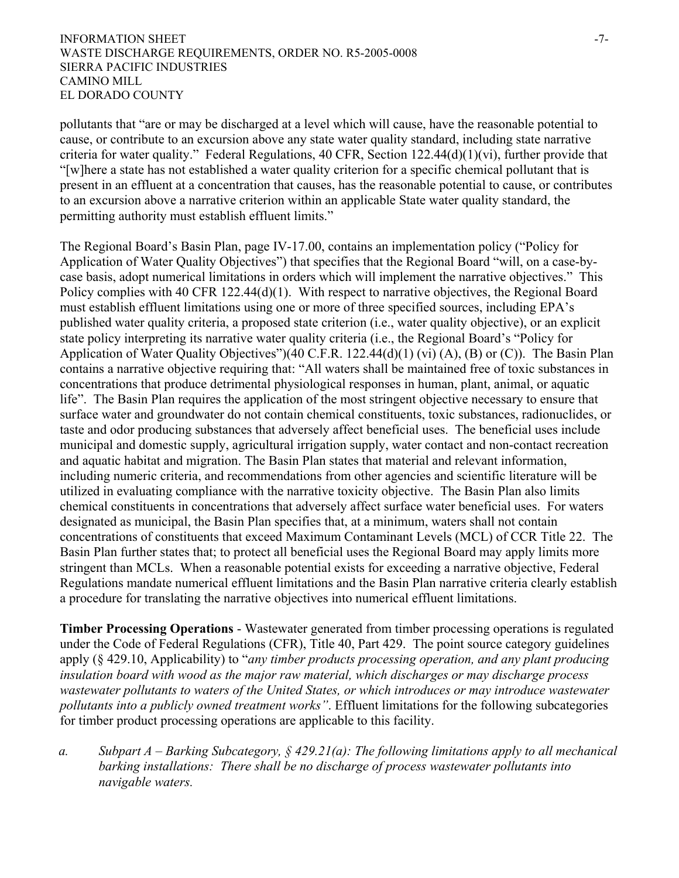pollutants that "are or may be discharged at a level which will cause, have the reasonable potential to cause, or contribute to an excursion above any state water quality standard, including state narrative criteria for water quality." Federal Regulations, 40 CFR, Section 122.44(d)(1)(vi), further provide that "[w]here a state has not established a water quality criterion for a specific chemical pollutant that is present in an effluent at a concentration that causes, has the reasonable potential to cause, or contributes to an excursion above a narrative criterion within an applicable State water quality standard, the permitting authority must establish effluent limits."

The Regional Board's Basin Plan, page IV-17.00, contains an implementation policy ("Policy for Application of Water Quality Objectives") that specifies that the Regional Board "will, on a case-by-case basis, adopt numerical limitations in orders which will implement the narrative objectives." This Policy complies with 40 CFR 122.44(d)(1). With respect to narrative objectives, the Regional Board must establish effluent limitations using one or more of three specified sources, including EPA's published water quality criteria, a proposed state criterion (i.e., water quality objective), or an explicit state policy interpreting its narrative water quality criteria (i.e., the Regional Board's "Policy for Application of Water Quality Objectives")(40 C.F.R. 122.44(d)(1) (vi) (A), (B) or (C)). The Basin Plan contains a narrative objective requiring that: "All waters shall be maintained free of toxic substances in concentrations that produce detrimental physiological responses in human, plant, animal, or aquatic life". The Basin Plan requires the application of the most stringent objective necessary to ensure that surface water and groundwater do not contain chemical constituents, toxic substances, radionuclides, or taste and odor producing substances that adversely affect beneficial uses. The beneficial uses include municipal and domestic supply, agricultural irrigation supply, water contact and non-contact recreation and aquatic habitat and migration. The Basin Plan states that material and relevant information, including numeric criteria, and recommendations from other agencies and scientific literature will be utilized in evaluating compliance with the narrative toxicity objective. The Basin Plan also limits chemical constituents in concentrations that adversely affect surface water beneficial uses. For waters designated as municipal, the Basin Plan specifies that, at a minimum, waters shall not contain concentrations of constituents that exceed Maximum Contaminant Levels (MCL) of CCR Title 22. The Basin Plan further states that; to protect all beneficial uses the Regional Board may apply limits more stringent than MCLs. When a reasonable potential exists for exceeding a narrative objective, Federal Regulations mandate numerical effluent limitations and the Basin Plan narrative criteria clearly establish a procedure for translating the narrative objectives into numerical effluent limitations.

**Timber Processing Operations** - Wastewater generated from timber processing operations is regulated under the Code of Federal Regulations (CFR), Title 40, Part 429. The point source category guidelines apply (§ 429.10, Applicability) to "*any timber products processing operation, and any plant producing insulation board with wood as the major raw material, which discharges or may discharge process wastewater pollutants to waters of the United States, or which introduces or may introduce wastewater pollutants into a publicly owned treatment works"*. Effluent limitations for the following subcategories for timber product processing operations are applicable to this facility.

a. *Subpart A – Barking Subcategory, § 429.21(a): The following limitations apply to all mechanical barking installations: There shall be no discharge of process wastewater pollutants into navigable waters.*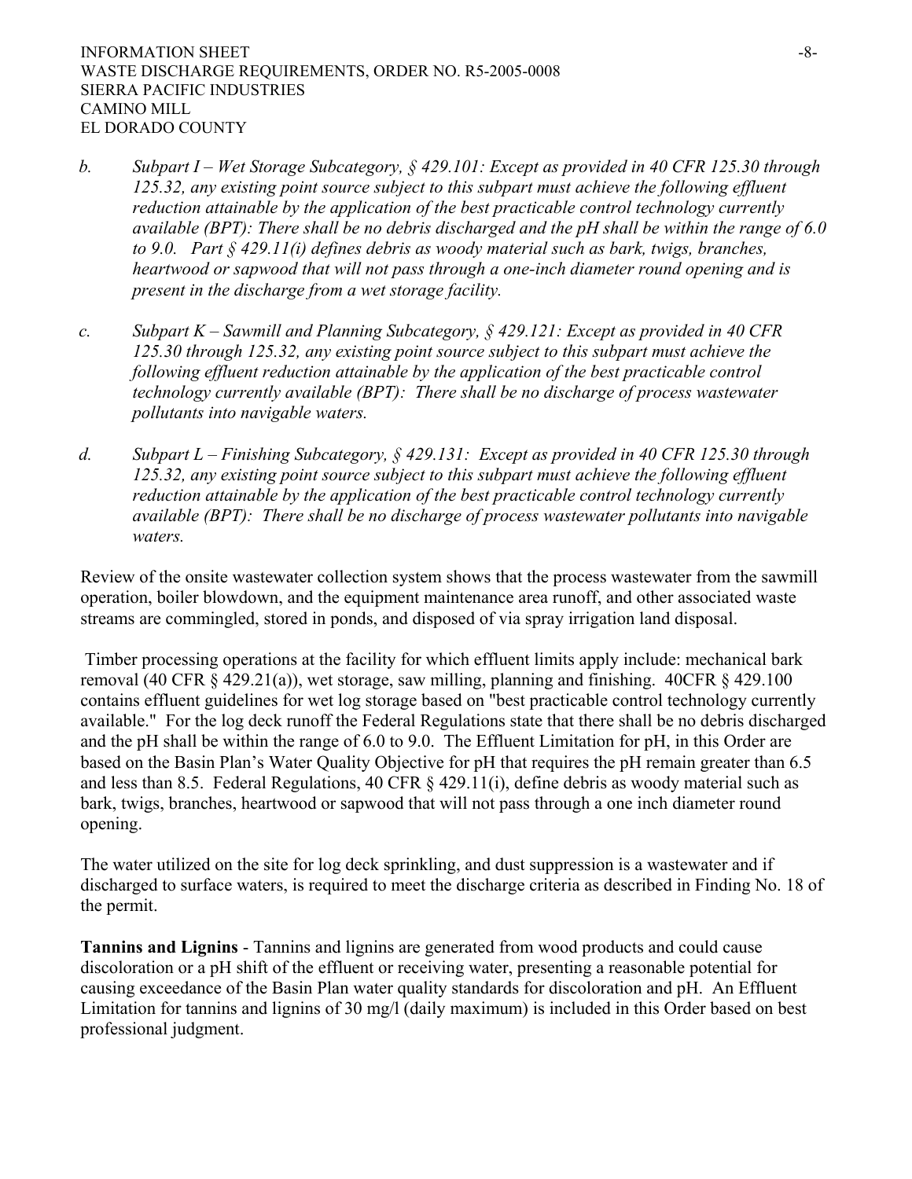*b. Subpart I – Wet Storage Subcategory, § 429.101: Except as provided in 40 CFR 125.30 through 125.32, any existing point source subject to this subpart must achieve the following effluent reduction attainable by the application of the best practicable control technology currently available (BPT): There shall be no debris discharged and the pH shall be within the range of 6.0 to 9.0. Part § 429.11(i) defines debris as woody material such as bark, twigs, branches, heartwood or sapwood that will not pass through a one-inch diameter round opening and is present in the discharge from a wet storage facility.*

*c. Subpart K – Sawmill and Planning Subcategory, § 429.121: Except as provided in 40 CFR 125.30 through 125.32, any existing point source subject to this subpart must achieve the following effluent reduction attainable by the application of the best practicable control technology currently available (BPT): There shall be no discharge of process wastewater pollutants into navigable waters.*

*d. Subpart L – Finishing Subcategory, § 429.131: Except as provided in 40 CFR 125.30 through 125.32, any existing point source subject to this subpart must achieve the following effluent reduction attainable by the application of the best practicable control technology currently available (BPT): There shall be no discharge of process wastewater pollutants into navigable waters.*

Review of the onsite wastewater collection system shows that the process wastewater from the sawmill operation, boiler blowdown, and the equipment maintenance area runoff, and other associated waste streams are commingled, stored in ponds, and disposed of via spray irrigation land disposal.

Timber processing operations at the facility for which effluent limits apply include: mechanical bark removal (40 CFR § 429.21(a)), wet storage, saw milling, planning and finishing. 40CFR § 429.100 contains effluent guidelines for wet log storage based on "best practicable control technology currently available." For the log deck runoff the Federal Regulations state that there shall be no debris discharged and the pH shall be within the range of 6.0 to 9.0. The Effluent Limitation for pH, in this Order are based on the Basin Plan's Water Quality Objective for pH that requires the pH remain greater than 6.5 and less than 8.5. Federal Regulations, 40 CFR § 429.11(i), define debris as woody material such as bark, twigs, branches, heartwood or sapwood that will not pass through a one inch diameter round opening.

The water utilized on the site for log deck sprinkling, and dust suppression is a wastewater and if discharged to surface waters, is required to meet the discharge criteria as described in Finding No. 18 of the permit.

**Tannins and Lignins** - Tannins and lignins are generated from wood products and could cause discoloration or a pH shift of the effluent or receiving water, presenting a reasonable potential for causing exceedance of the Basin Plan water quality standards for discoloration and pH. An Effluent Limitation for tannins and lignins of 30 mg/l (daily maximum) is included in this Order based on best professional judgment.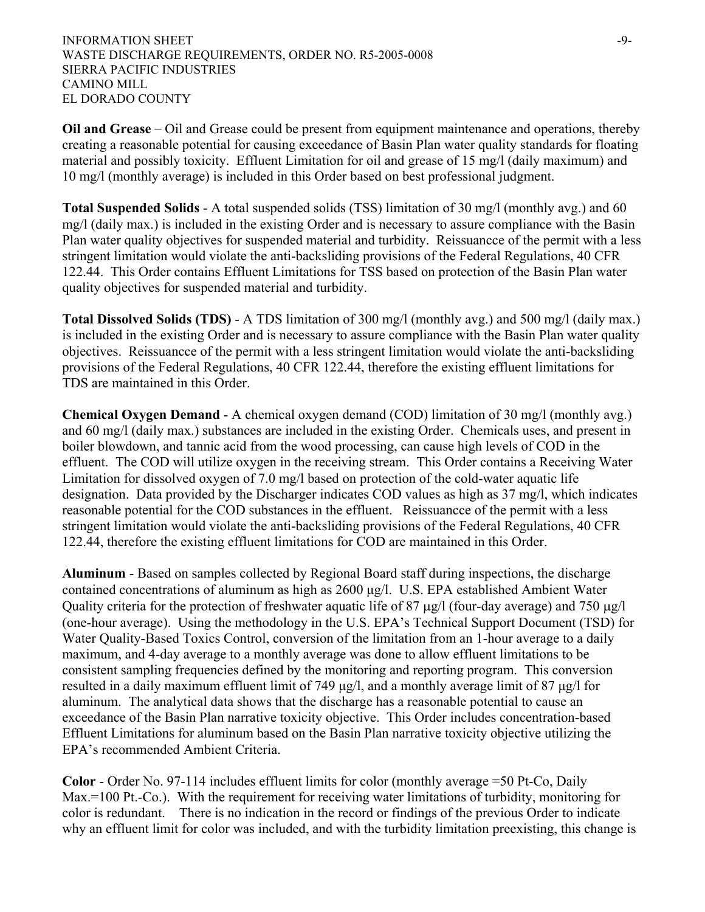**Oil and Grease** – Oil and Grease could be present from equipment maintenance and operations, thereby creating a reasonable potential for causing exceedance of Basin Plan water quality standards for floating material and possibly toxicity. Effluent Limitation for oil and grease of 15 mg/l (daily maximum) and 10 mg/l (monthly average) is included in this Order based on best professional judgment.

**Total Suspended Solids** - A total suspended solids (TSS) limitation of 30 mg/l (monthly avg.) and 60 mg/l (daily max.) is included in the existing Order and is necessary to assure compliance with the Basin Plan water quality objectives for suspended material and turbidity. Reissuancce of the permit with a less stringent limitation would violate the anti-backsliding provisions of the Federal Regulations, 40 CFR 122.44. This Order contains Effluent Limitations for TSS based on protection of the Basin Plan water quality objectives for suspended material and turbidity.

**Total Dissolved Solids (TDS)** - A TDS limitation of 300 mg/l (monthly avg.) and 500 mg/l (daily max.) is included in the existing Order and is necessary to assure compliance with the Basin Plan water quality objectives. Reissuancce of the permit with a less stringent limitation would violate the anti-backsliding provisions of the Federal Regulations, 40 CFR 122.44, therefore the existing effluent limitations for TDS are maintained in this Order.

**Chemical Oxygen Demand** - A chemical oxygen demand (COD) limitation of 30 mg/l (monthly avg.) and 60 mg/l (daily max.) substances are included in the existing Order. Chemicals uses, and present in boiler blowdown, and tannic acid from the wood processing, can cause high levels of COD in the effluent. The COD will utilize oxygen in the receiving stream. This Order contains a Receiving Water Limitation for dissolved oxygen of 7.0 mg/l based on protection of the cold-water aquatic life designation. Data provided by the Discharger indicates COD values as high as 37 mg/l, which indicates reasonable potential for the COD substances in the effluent. Reissuancce of the permit with a less stringent limitation would violate the anti-backsliding provisions of the Federal Regulations, 40 CFR 122.44, therefore the existing effluent limitations for COD are maintained in this Order.

**Aluminum** - Based on samples collected by Regional Board staff during inspections, the discharge contained concentrations of aluminum as high as 2600 μg/l. U.S. EPA established Ambient Water Quality criteria for the protection of freshwater aquatic life of 87 μg/l (four-day average) and 750 μg/l (one-hour average). Using the methodology in the U.S. EPA's Technical Support Document (TSD) for Water Quality-Based Toxics Control, conversion of the limitation from an 1-hour average to a daily maximum, and 4-day average to a monthly average was done to allow effluent limitations to be consistent sampling frequencies defined by the monitoring and reporting program. This conversion resulted in a daily maximum effluent limit of 749 μg/l, and a monthly average limit of 87 μg/l for aluminum. The analytical data shows that the discharge has a reasonable potential to cause an exceedance of the Basin Plan narrative toxicity objective. This Order includes concentration-based Effluent Limitations for aluminum based on the Basin Plan narrative toxicity objective utilizing the EPA's recommended Ambient Criteria.

**Color** - Order No. 97-114 includes effluent limits for color (monthly average =50 Pt-Co, Daily Max.=100 Pt.-Co.). With the requirement for receiving water limitations of turbidity, monitoring for color is redundant. There is no indication in the record or findings of the previous Order to indicate why an effluent limit for color was included, and with the turbidity limitation preexisting, this change is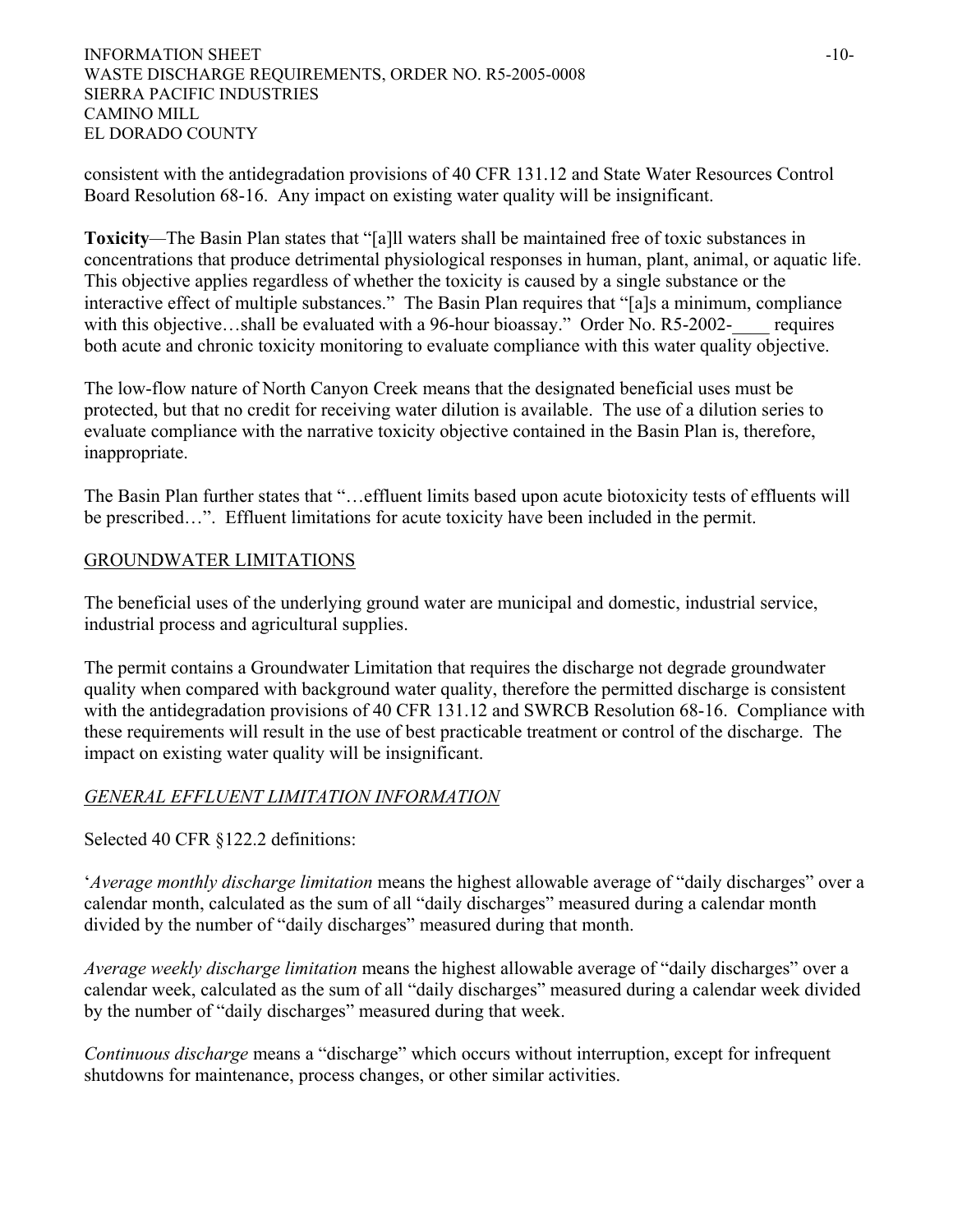consistent with the antidegradation provisions of 40 CFR 131.12 and State Water Resources Control Board Resolution 68-16. Any impact on existing water quality will be insignificant.

**Toxicity**—The Basin Plan states that "[a]ll waters shall be maintained free of toxic substances in concentrations that produce detrimental physiological responses in human, plant, animal, or aquatic life. This objective applies regardless of whether the toxicity is caused by a single substance or the interactive effect of multiple substances." The Basin Plan requires that "[a]s a minimum, compliance with this objective…shall be evaluated with a 96-hour bioassay." Order No. R5-2002-____ requires both acute and chronic toxicity monitoring to evaluate compliance with this water quality objective.

The low-flow nature of North Canyon Creek means that the designated beneficial uses must be protected, but that no credit for receiving water dilution is available. The use of a dilution series to evaluate compliance with the narrative toxicity objective contained in the Basin Plan is, therefore, inappropriate.

The Basin Plan further states that "…effluent limits based upon acute biotoxicity tests of effluents will be prescribed…". Effluent limitations for acute toxicity have been included in the permit.

## GROUNDWATER LIMITATIONS

The beneficial uses of the underlying ground water are municipal and domestic, industrial service, industrial process and agricultural supplies.

The permit contains a Groundwater Limitation that requires the discharge not degrade groundwater quality when compared with background water quality, therefore the permitted discharge is consistent with the antidegradation provisions of 40 CFR 131.12 and SWRCB Resolution 68-16. Compliance with these requirements will result in the use of best practicable treatment or control of the discharge. The impact on existing water quality will be insignificant.

## *GENERAL EFFLUENT LIMITATION INFORMATION*

Selected 40 CFR §122.2 definitions:

'*Average monthly discharge limitation* means the highest allowable average of "daily discharges" over a calendar month, calculated as the sum of all "daily discharges" measured during a calendar month divided by the number of "daily discharges" measured during that month.

*Average weekly discharge limitation* means the highest allowable average of "daily discharges" over a calendar week, calculated as the sum of all "daily discharges" measured during a calendar week divided by the number of "daily discharges" measured during that week.

*Continuous discharge* means a "discharge" which occurs without interruption, except for infrequent shutdowns for maintenance, process changes, or other similar activities.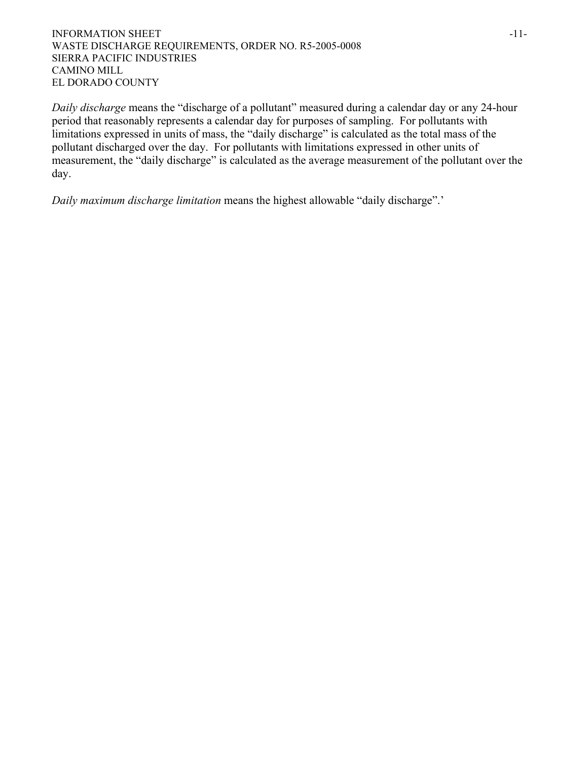*Daily discharge* means the "discharge of a pollutant" measured during a calendar day or any 24-hour period that reasonably represents a calendar day for purposes of sampling. For pollutants with limitations expressed in units of mass, the "daily discharge" is calculated as the total mass of the pollutant discharged over the day. For pollutants with limitations expressed in other units of measurement, the "daily discharge" is calculated as the average measurement of the pollutant over the day.

*Daily maximum discharge limitation* means the highest allowable "daily discharge".'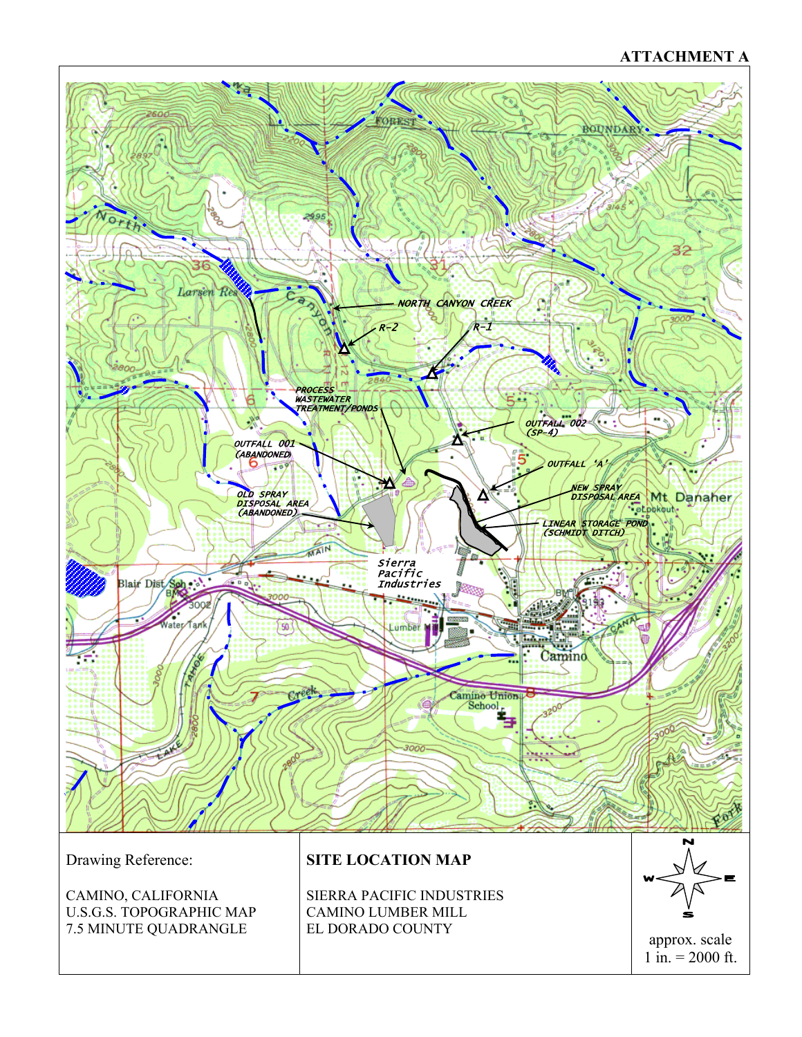ATTACHMENT A

NORTH CANYON CREEK

R-2

R-1

PROCESS WASTEWATER TREATMENT/PONDS

OUTFALL 002 (SP-4)

OUTFALL 001 (ABANDONED)

OUTFALL 'A'

NEW SPRAY DISPOSAL AREA

OLD SPRAY DISPOSAL AREA (ABANDONED)

LINEAR STORAGE POND (SCHMIDT DITCH)

Sierra Pacific Industries

| Drawing Reference: | SITE LOCATION MAP | N / W / E / S |
|---|---|---|
| CAMINO, CALIFORNIA<br>U.S.G.S. TOPOGRAPHIC MAP<br>7.5 MINUTE QUADRANGLE | SIERRA PACIFIC INDUSTRIES<br>CAMINO LUMBER MILL<br>EL DORADO COUNTY | approx. scale<br>1 in. = 2000 ft. |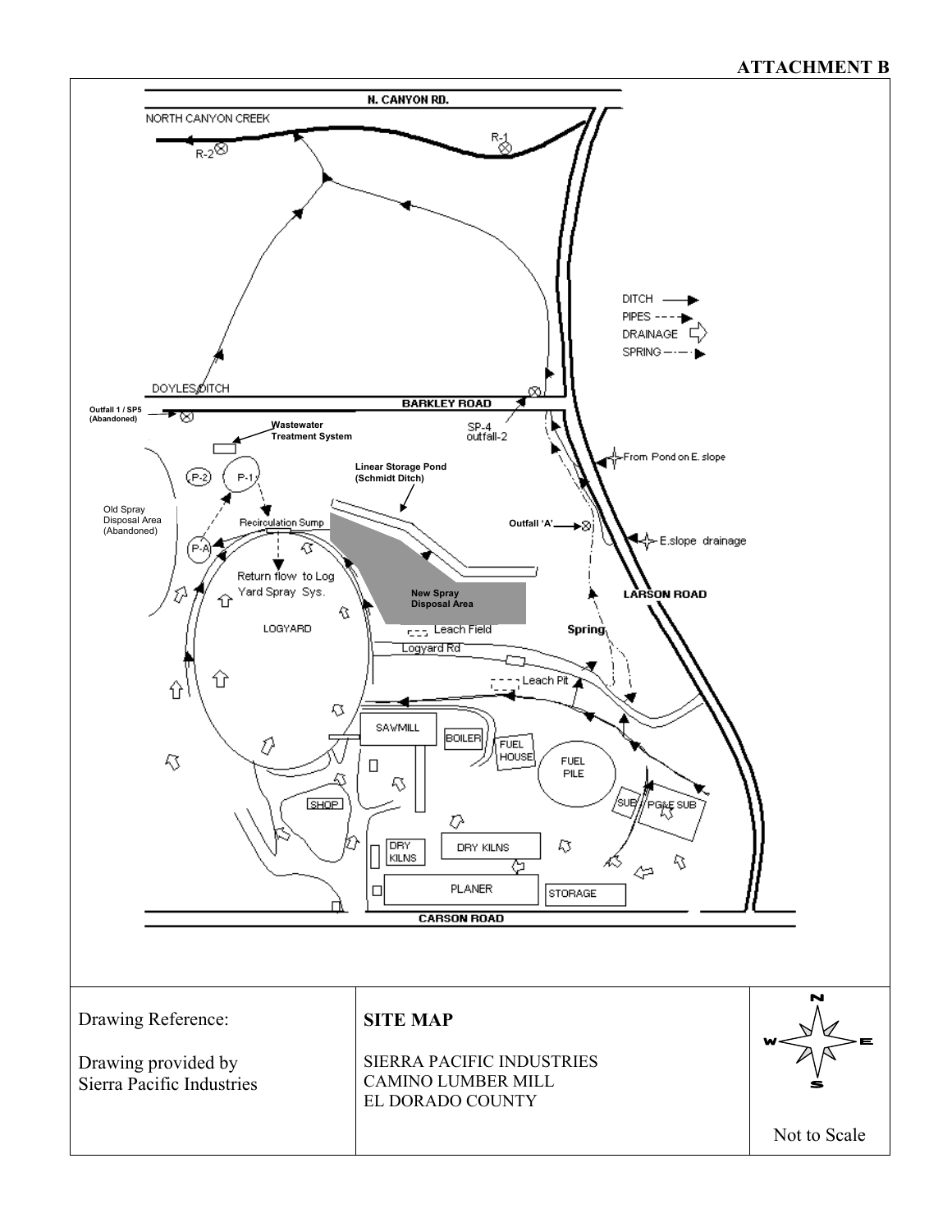**ATTACHMENT B**

N. CANYON RD.

NORTH CANYON CREEK

R-1

R-2

DITCH

PIPES

DRAINAGE

SPRING

DOYLES DITCH

BARKLEY ROAD

Outfall 1 / SP5 (Abandoned)

Wastewater Treatment System

SP-4 outfall-2

From Pond on E. slope

Linear Storage Pond (Schmidt Ditch)

P-2

P-1

Old Spray Disposal Area (Abandoned)

Recirculation Sump

Outfall 'A'

E.slope drainage

P-A

Return flow to Log Yard Spray Sys.

New Spray Disposal Area

LARSON ROAD

LOGYARD

Leach Field

Spring

Logyard Rd

Leach Pit

SAWMILL

BOILER

FUEL HOUSE

FUEL PILE

SHOP

SUB

PG&E SUB

DRY KILNS

DRY KILNS

PLANER

STORAGE

CARSON ROAD

| | | |
|---|---|---|
| Drawing Reference:<br><br>Drawing provided by Sierra Pacific Industries | **SITE MAP**<br><br>SIERRA PACIFIC INDUSTRIES<br>CAMINO LUMBER MILL<br>EL DORADO COUNTY | N W E S<br><br>Not to Scale |